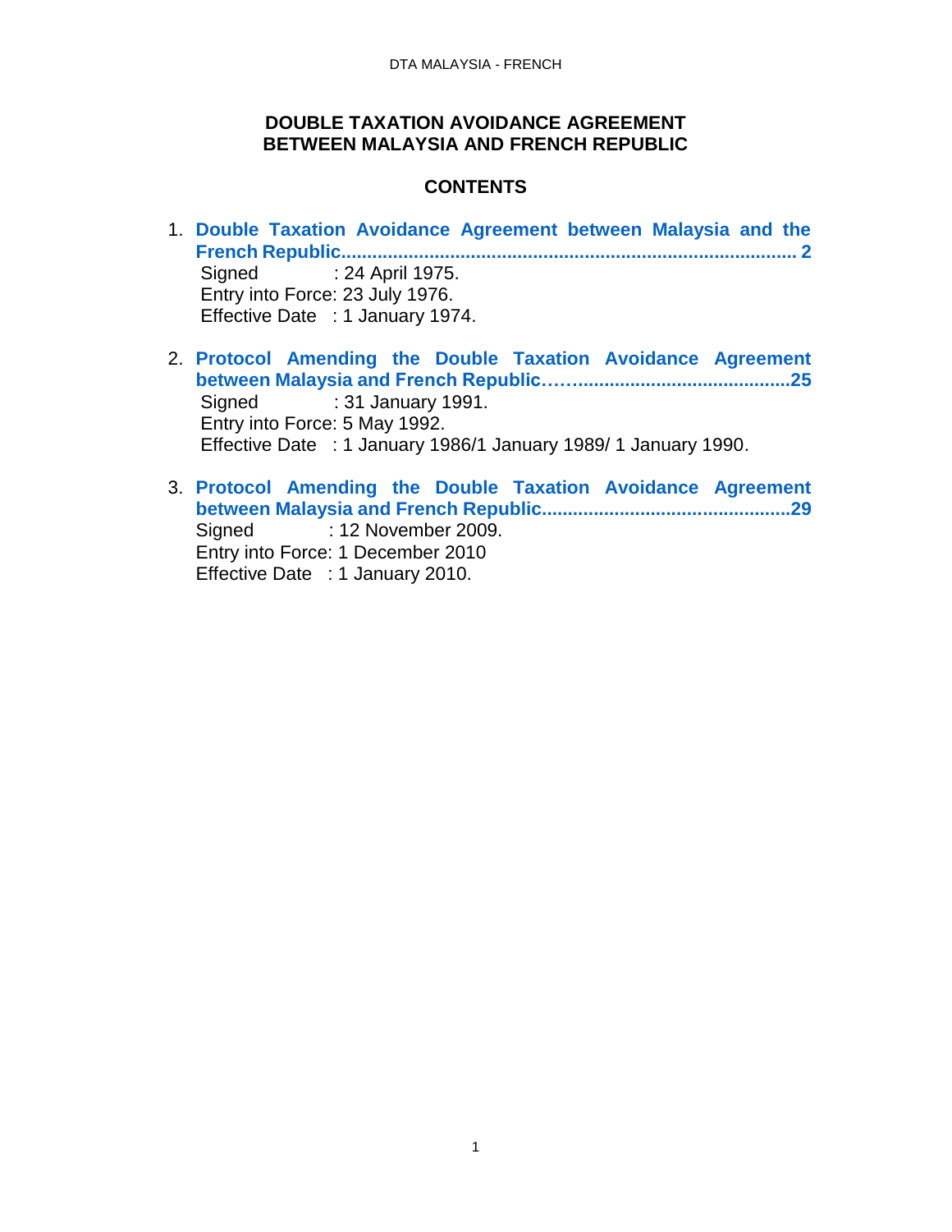# DOUBLE TAXATION AVOIDANCE AGREEMENT BETWEEN MALAYSIA AND FRENCH REPUBLIC

## CONTENTS

1. **Double Taxation Avoidance Agreement between Malaysia and the French Republic....................................................................................... 2**
   Signed : 24 April 1975.
   Entry into Force: 23 July 1976.
   Effective Date : 1 January 1974.

2. **Protocol Amending the Double Taxation Avoidance Agreement between Malaysia and French Republic.……........................................25**
   Signed : 31 January 1991.
   Entry into Force: 5 May 1992.
   Effective Date : 1 January 1986/1 January 1989/ 1 January 1990.

3. **Protocol Amending the Double Taxation Avoidance Agreement between Malaysia and French Republic...............................................29**
   Signed : 12 November 2009.
   Entry into Force: 1 December 2010
   Effective Date : 1 January 2010.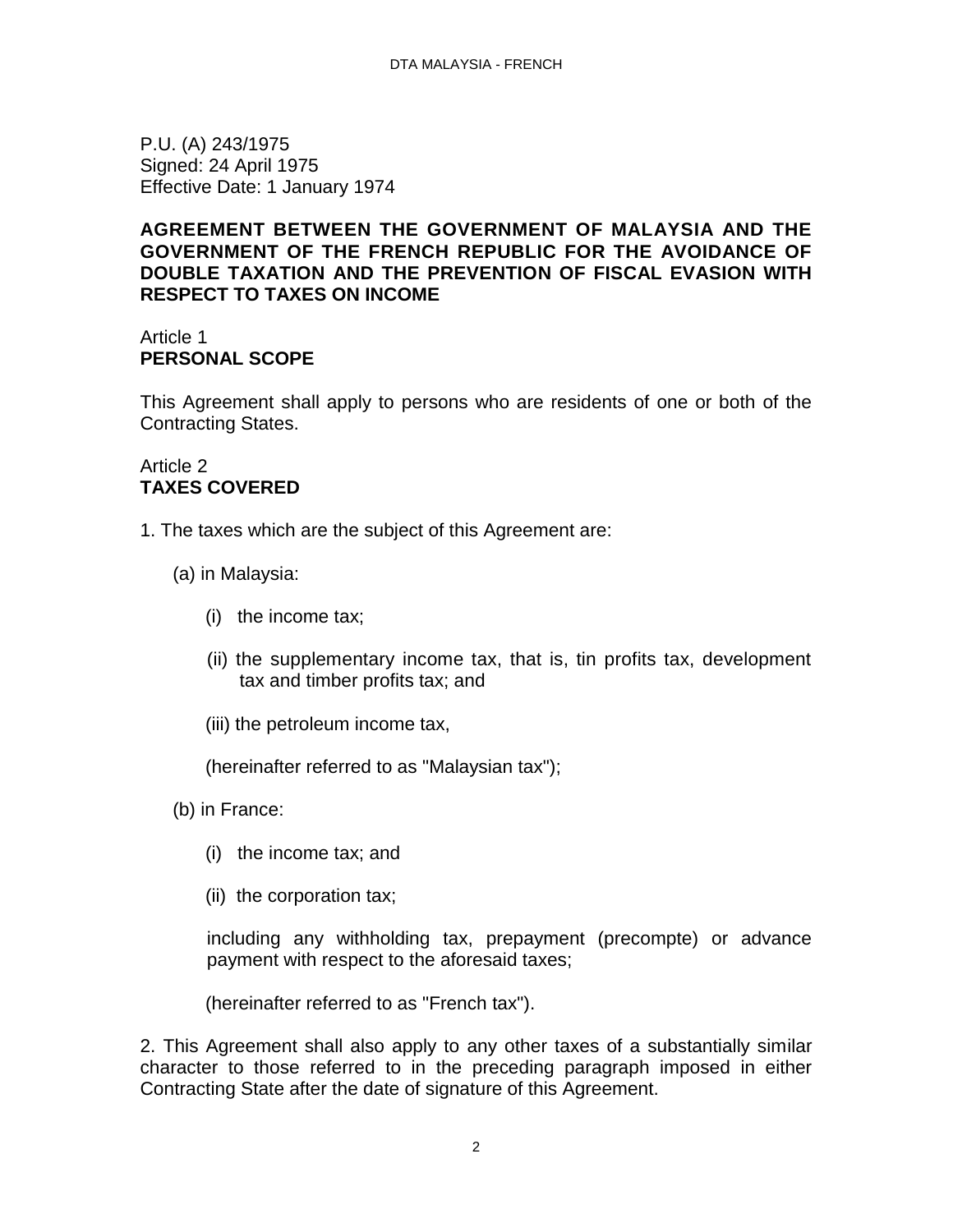P.U. (A) 243/1975
Signed: 24 April 1975
Effective Date: 1 January 1974

**AGREEMENT BETWEEN THE GOVERNMENT OF MALAYSIA AND THE GOVERNMENT OF THE FRENCH REPUBLIC FOR THE AVOIDANCE OF DOUBLE TAXATION AND THE PREVENTION OF FISCAL EVASION WITH RESPECT TO TAXES ON INCOME**

Article 1
**PERSONAL SCOPE**

This Agreement shall apply to persons who are residents of one or both of the Contracting States.

Article 2
**TAXES COVERED**

1. The taxes which are the subject of this Agreement are:

   (a) in Malaysia:

      (i) the income tax;

      (ii) the supplementary income tax, that is, tin profits tax, development tax and timber profits tax; and

      (iii) the petroleum income tax,

      (hereinafter referred to as "Malaysian tax");

   (b) in France:

      (i) the income tax; and

      (ii) the corporation tax;

      including any withholding tax, prepayment (precompte) or advance payment with respect to the aforesaid taxes;

      (hereinafter referred to as "French tax").

2. This Agreement shall also apply to any other taxes of a substantially similar character to those referred to in the preceding paragraph imposed in either Contracting State after the date of signature of this Agreement.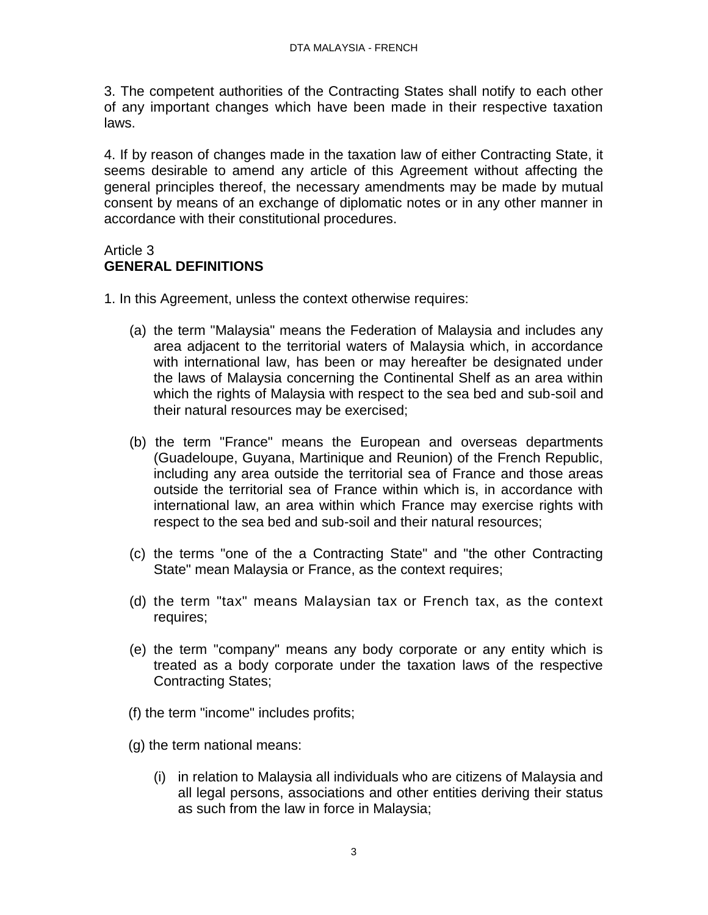3. The competent authorities of the Contracting States shall notify to each other of any important changes which have been made in their respective taxation laws.

4. If by reason of changes made in the taxation law of either Contracting State, it seems desirable to amend any article of this Agreement without affecting the general principles thereof, the necessary amendments may be made by mutual consent by means of an exchange of diplomatic notes or in any other manner in accordance with their constitutional procedures.

Article 3
**GENERAL DEFINITIONS**

1. In this Agreement, unless the context otherwise requires:

   (a) the term "Malaysia" means the Federation of Malaysia and includes any area adjacent to the territorial waters of Malaysia which, in accordance with international law, has been or may hereafter be designated under the laws of Malaysia concerning the Continental Shelf as an area within which the rights of Malaysia with respect to the sea bed and sub-soil and their natural resources may be exercised;

   (b) the term "France" means the European and overseas departments (Guadeloupe, Guyana, Martinique and Reunion) of the French Republic, including any area outside the territorial sea of France and those areas outside the territorial sea of France within which is, in accordance with international law, an area within which France may exercise rights with respect to the sea bed and sub-soil and their natural resources;

   (c) the terms "one of the a Contracting State" and "the other Contracting State" mean Malaysia or France, as the context requires;

   (d) the term "tax" means Malaysian tax or French tax, as the context requires;

   (e) the term "company" means any body corporate or any entity which is treated as a body corporate under the taxation laws of the respective Contracting States;

   (f) the term "income" includes profits;

   (g) the term national means:

      (i) in relation to Malaysia all individuals who are citizens of Malaysia and all legal persons, associations and other entities deriving their status as such from the law in force in Malaysia;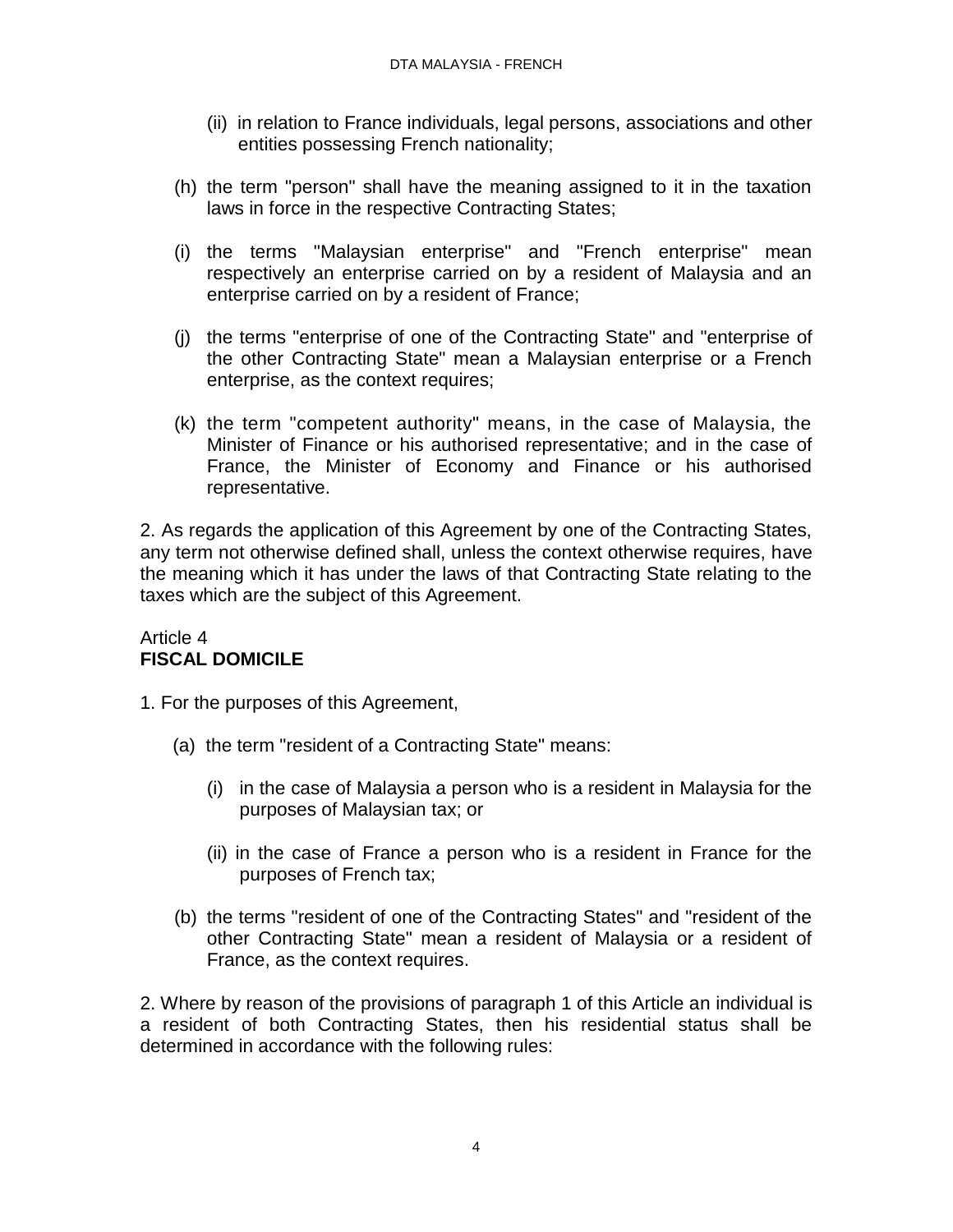(ii) in relation to France individuals, legal persons, associations and other entities possessing French nationality;

(h) the term "person" shall have the meaning assigned to it in the taxation laws in force in the respective Contracting States;

(i) the terms "Malaysian enterprise" and "French enterprise" mean respectively an enterprise carried on by a resident of Malaysia and an enterprise carried on by a resident of France;

(j) the terms "enterprise of one of the Contracting State" and "enterprise of the other Contracting State" mean a Malaysian enterprise or a French enterprise, as the context requires;

(k) the term "competent authority" means, in the case of Malaysia, the Minister of Finance or his authorised representative; and in the case of France, the Minister of Economy and Finance or his authorised representative.

2. As regards the application of this Agreement by one of the Contracting States, any term not otherwise defined shall, unless the context otherwise requires, have the meaning which it has under the laws of that Contracting State relating to the taxes which are the subject of this Agreement.

Article 4
**FISCAL DOMICILE**

1. For the purposes of this Agreement,

(a) the term "resident of a Contracting State" means:

(i) in the case of Malaysia a person who is a resident in Malaysia for the purposes of Malaysian tax; or

(ii) in the case of France a person who is a resident in France for the purposes of French tax;

(b) the terms "resident of one of the Contracting States" and "resident of the other Contracting State" mean a resident of Malaysia or a resident of France, as the context requires.

2. Where by reason of the provisions of paragraph 1 of this Article an individual is a resident of both Contracting States, then his residential status shall be determined in accordance with the following rules: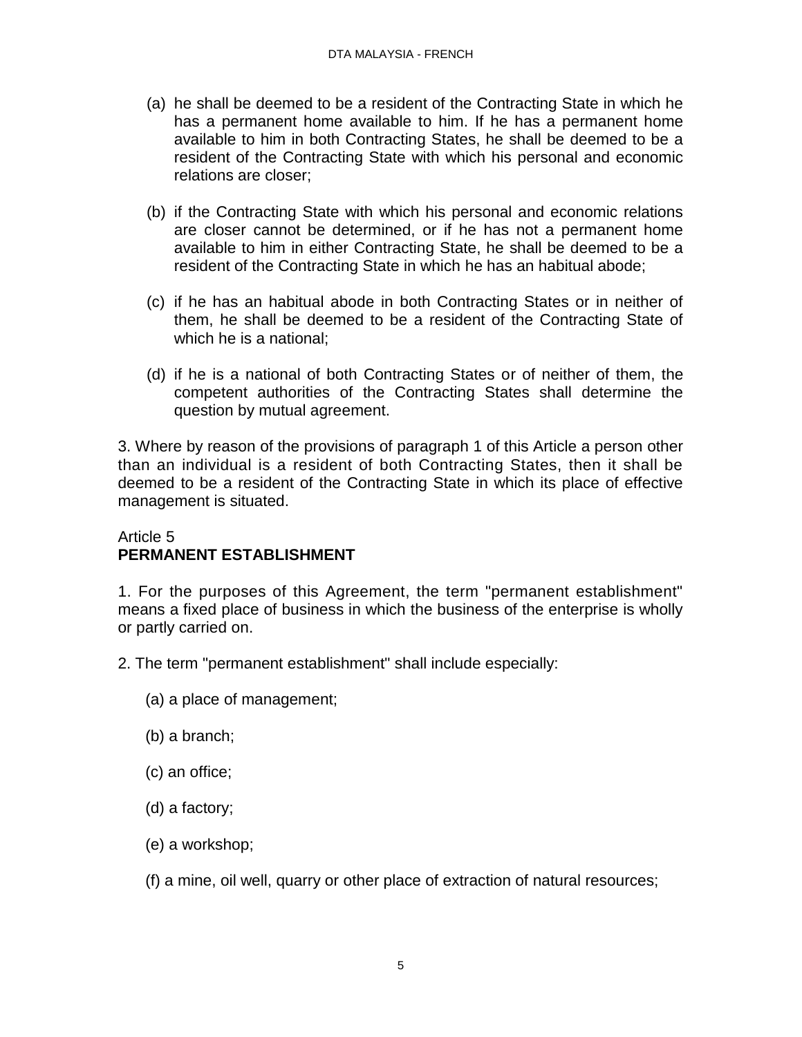(a) he shall be deemed to be a resident of the Contracting State in which he has a permanent home available to him. If he has a permanent home available to him in both Contracting States, he shall be deemed to be a resident of the Contracting State with which his personal and economic relations are closer;

(b) if the Contracting State with which his personal and economic relations are closer cannot be determined, or if he has not a permanent home available to him in either Contracting State, he shall be deemed to be a resident of the Contracting State in which he has an habitual abode;

(c) if he has an habitual abode in both Contracting States or in neither of them, he shall be deemed to be a resident of the Contracting State of which he is a national;

(d) if he is a national of both Contracting States or of neither of them, the competent authorities of the Contracting States shall determine the question by mutual agreement.

3. Where by reason of the provisions of paragraph 1 of this Article a person other than an individual is a resident of both Contracting States, then it shall be deemed to be a resident of the Contracting State in which its place of effective management is situated.

Article 5
**PERMANENT ESTABLISHMENT**

1. For the purposes of this Agreement, the term "permanent establishment" means a fixed place of business in which the business of the enterprise is wholly or partly carried on.

2. The term "permanent establishment" shall include especially:

(a) a place of management;

(b) a branch;

(c) an office;

(d) a factory;

(e) a workshop;

(f) a mine, oil well, quarry or other place of extraction of natural resources;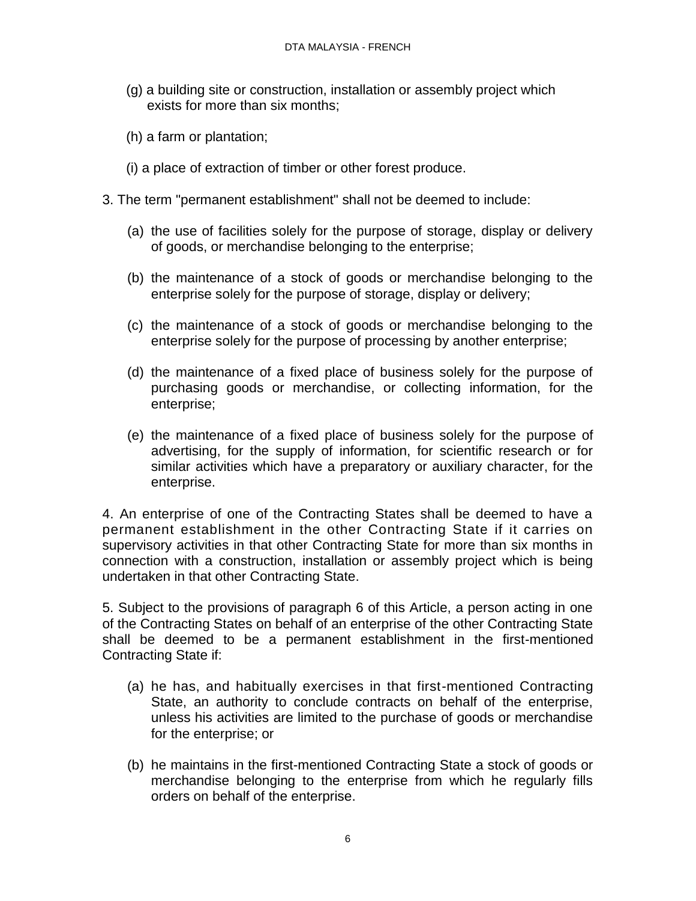(g) a building site or construction, installation or assembly project which exists for more than six months;

(h) a farm or plantation;

(i) a place of extraction of timber or other forest produce.

3. The term "permanent establishment" shall not be deemed to include:

(a) the use of facilities solely for the purpose of storage, display or delivery of goods, or merchandise belonging to the enterprise;

(b) the maintenance of a stock of goods or merchandise belonging to the enterprise solely for the purpose of storage, display or delivery;

(c) the maintenance of a stock of goods or merchandise belonging to the enterprise solely for the purpose of processing by another enterprise;

(d) the maintenance of a fixed place of business solely for the purpose of purchasing goods or merchandise, or collecting information, for the enterprise;

(e) the maintenance of a fixed place of business solely for the purpose of advertising, for the supply of information, for scientific research or for similar activities which have a preparatory or auxiliary character, for the enterprise.

4. An enterprise of one of the Contracting States shall be deemed to have a permanent establishment in the other Contracting State if it carries on supervisory activities in that other Contracting State for more than six months in connection with a construction, installation or assembly project which is being undertaken in that other Contracting State.

5. Subject to the provisions of paragraph 6 of this Article, a person acting in one of the Contracting States on behalf of an enterprise of the other Contracting State shall be deemed to be a permanent establishment in the first-mentioned Contracting State if:

(a) he has, and habitually exercises in that first-mentioned Contracting State, an authority to conclude contracts on behalf of the enterprise, unless his activities are limited to the purchase of goods or merchandise for the enterprise; or

(b) he maintains in the first-mentioned Contracting State a stock of goods or merchandise belonging to the enterprise from which he regularly fills orders on behalf of the enterprise.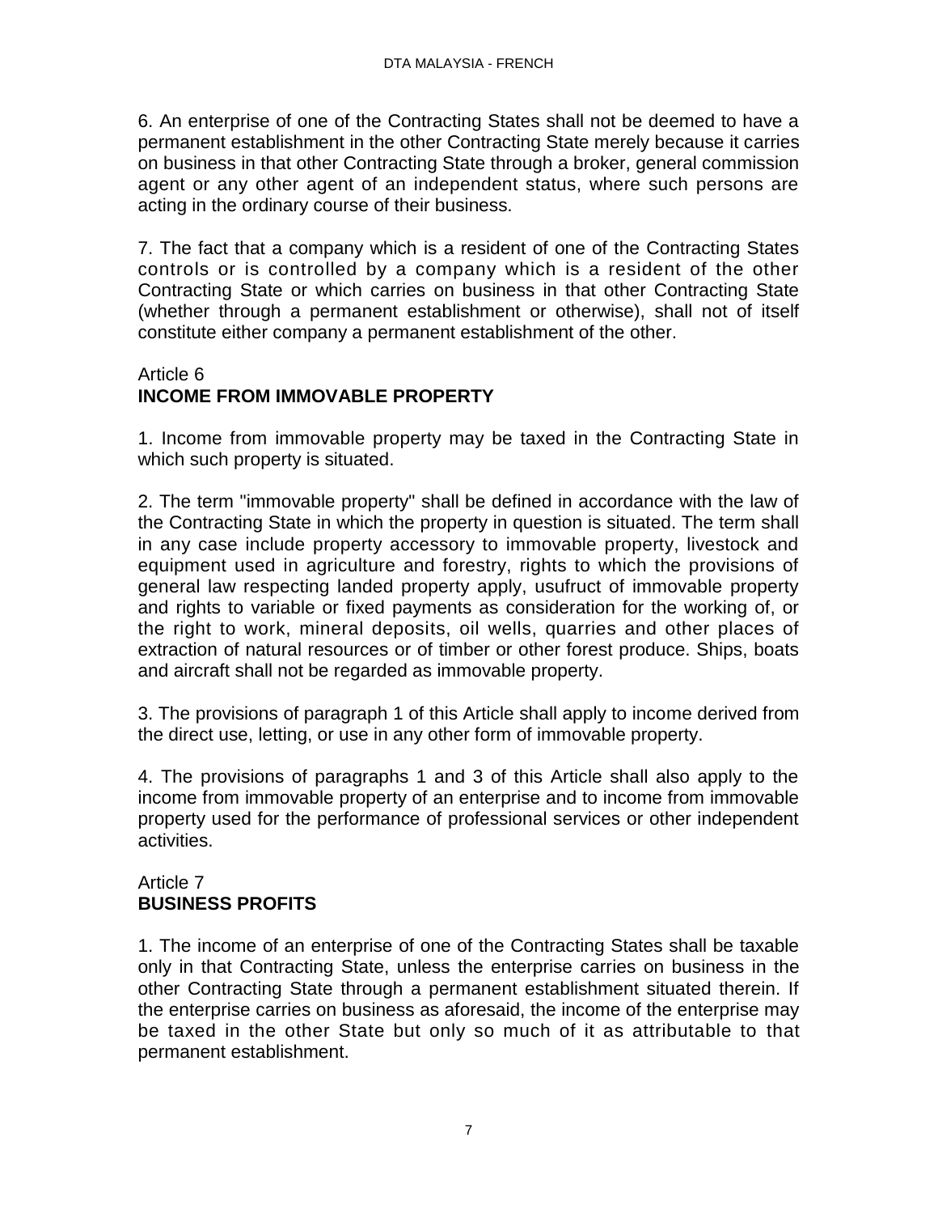6. An enterprise of one of the Contracting States shall not be deemed to have a permanent establishment in the other Contracting State merely because it carries on business in that other Contracting State through a broker, general commission agent or any other agent of an independent status, where such persons are acting in the ordinary course of their business.

7. The fact that a company which is a resident of one of the Contracting States controls or is controlled by a company which is a resident of the other Contracting State or which carries on business in that other Contracting State (whether through a permanent establishment or otherwise), shall not of itself constitute either company a permanent establishment of the other.

Article 6
## INCOME FROM IMMOVABLE PROPERTY

1. Income from immovable property may be taxed in the Contracting State in which such property is situated.

2. The term "immovable property" shall be defined in accordance with the law of the Contracting State in which the property in question is situated. The term shall in any case include property accessory to immovable property, livestock and equipment used in agriculture and forestry, rights to which the provisions of general law respecting landed property apply, usufruct of immovable property and rights to variable or fixed payments as consideration for the working of, or the right to work, mineral deposits, oil wells, quarries and other places of extraction of natural resources or of timber or other forest produce. Ships, boats and aircraft shall not be regarded as immovable property.

3. The provisions of paragraph 1 of this Article shall apply to income derived from the direct use, letting, or use in any other form of immovable property.

4. The provisions of paragraphs 1 and 3 of this Article shall also apply to the income from immovable property of an enterprise and to income from immovable property used for the performance of professional services or other independent activities.

Article 7
## BUSINESS PROFITS

1. The income of an enterprise of one of the Contracting States shall be taxable only in that Contracting State, unless the enterprise carries on business in the other Contracting State through a permanent establishment situated therein. If the enterprise carries on business as aforesaid, the income of the enterprise may be taxed in the other State but only so much of it as attributable to that permanent establishment.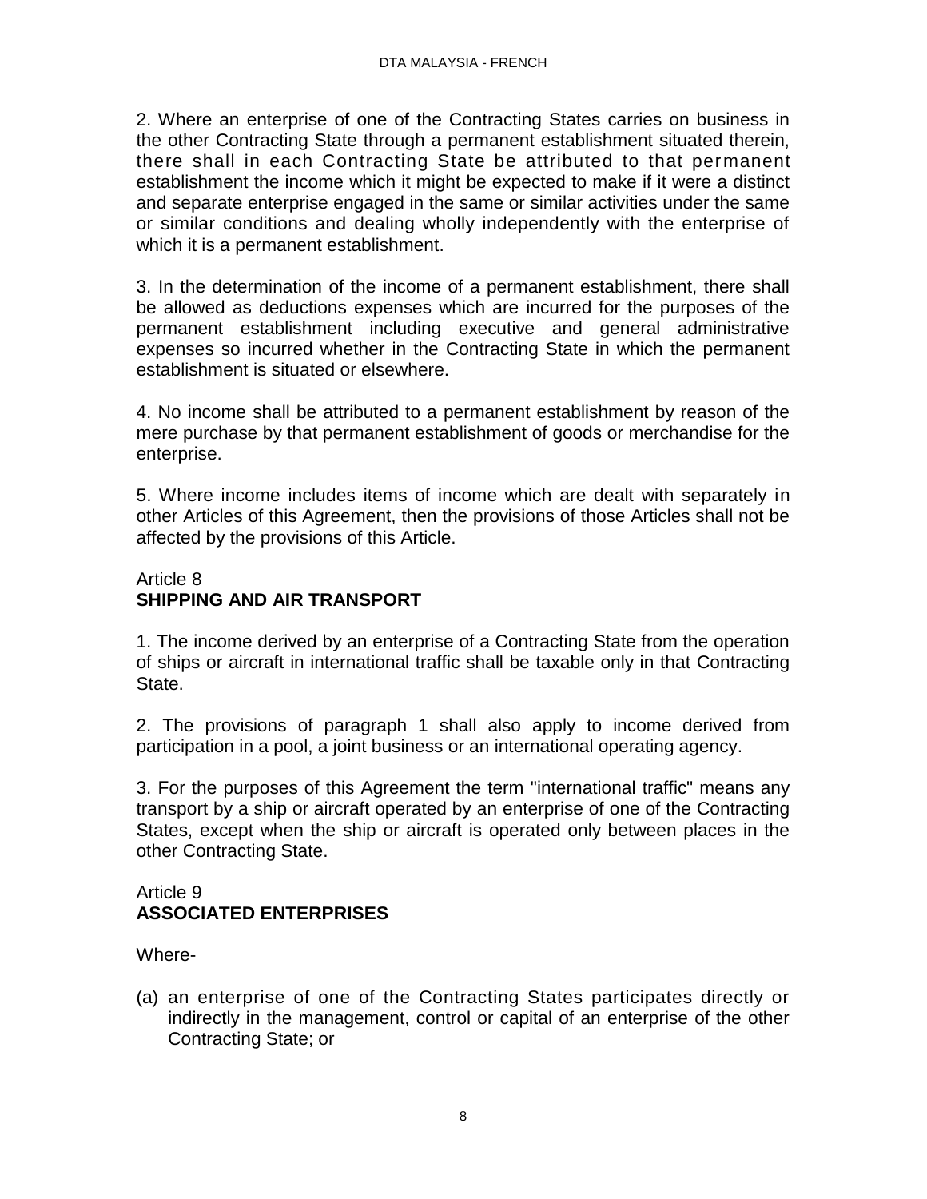2. Where an enterprise of one of the Contracting States carries on business in the other Contracting State through a permanent establishment situated therein, there shall in each Contracting State be attributed to that permanent establishment the income which it might be expected to make if it were a distinct and separate enterprise engaged in the same or similar activities under the same or similar conditions and dealing wholly independently with the enterprise of which it is a permanent establishment.

3. In the determination of the income of a permanent establishment, there shall be allowed as deductions expenses which are incurred for the purposes of the permanent establishment including executive and general administrative expenses so incurred whether in the Contracting State in which the permanent establishment is situated or elsewhere.

4. No income shall be attributed to a permanent establishment by reason of the mere purchase by that permanent establishment of goods or merchandise for the enterprise.

5. Where income includes items of income which are dealt with separately in other Articles of this Agreement, then the provisions of those Articles shall not be affected by the provisions of this Article.

## Article 8
## **SHIPPING AND AIR TRANSPORT**

1. The income derived by an enterprise of a Contracting State from the operation of ships or aircraft in international traffic shall be taxable only in that Contracting State.

2. The provisions of paragraph 1 shall also apply to income derived from participation in a pool, a joint business or an international operating agency.

3. For the purposes of this Agreement the term "international traffic" means any transport by a ship or aircraft operated by an enterprise of one of the Contracting States, except when the ship or aircraft is operated only between places in the other Contracting State.

## Article 9
## **ASSOCIATED ENTERPRISES**

Where-

(a) an enterprise of one of the Contracting States participates directly or indirectly in the management, control or capital of an enterprise of the other Contracting State; or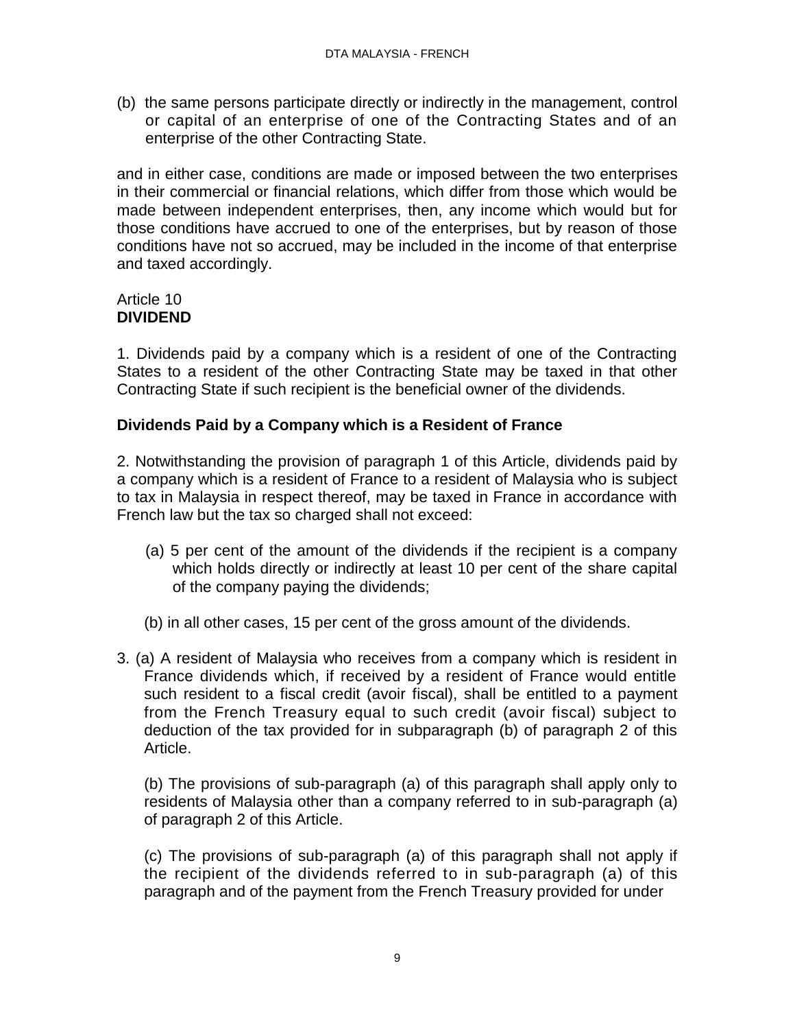(b) the same persons participate directly or indirectly in the management, control or capital of an enterprise of one of the Contracting States and of an enterprise of the other Contracting State.

and in either case, conditions are made or imposed between the two enterprises in their commercial or financial relations, which differ from those which would be made between independent enterprises, then, any income which would but for those conditions have accrued to one of the enterprises, but by reason of those conditions have not so accrued, may be included in the income of that enterprise and taxed accordingly.

Article 10
**DIVIDEND**

1. Dividends paid by a company which is a resident of one of the Contracting States to a resident of the other Contracting State may be taxed in that other Contracting State if such recipient is the beneficial owner of the dividends.

**Dividends Paid by a Company which is a Resident of France**

2. Notwithstanding the provision of paragraph 1 of this Article, dividends paid by a company which is a resident of France to a resident of Malaysia who is subject to tax in Malaysia in respect thereof, may be taxed in France in accordance with French law but the tax so charged shall not exceed:

(a) 5 per cent of the amount of the dividends if the recipient is a company which holds directly or indirectly at least 10 per cent of the share capital of the company paying the dividends;

(b) in all other cases, 15 per cent of the gross amount of the dividends.

3. (a) A resident of Malaysia who receives from a company which is resident in France dividends which, if received by a resident of France would entitle such resident to a fiscal credit (avoir fiscal), shall be entitled to a payment from the French Treasury equal to such credit (avoir fiscal) subject to deduction of the tax provided for in subparagraph (b) of paragraph 2 of this Article.

(b) The provisions of sub-paragraph (a) of this paragraph shall apply only to residents of Malaysia other than a company referred to in sub-paragraph (a) of paragraph 2 of this Article.

(c) The provisions of sub-paragraph (a) of this paragraph shall not apply if the recipient of the dividends referred to in sub-paragraph (a) of this paragraph and of the payment from the French Treasury provided for under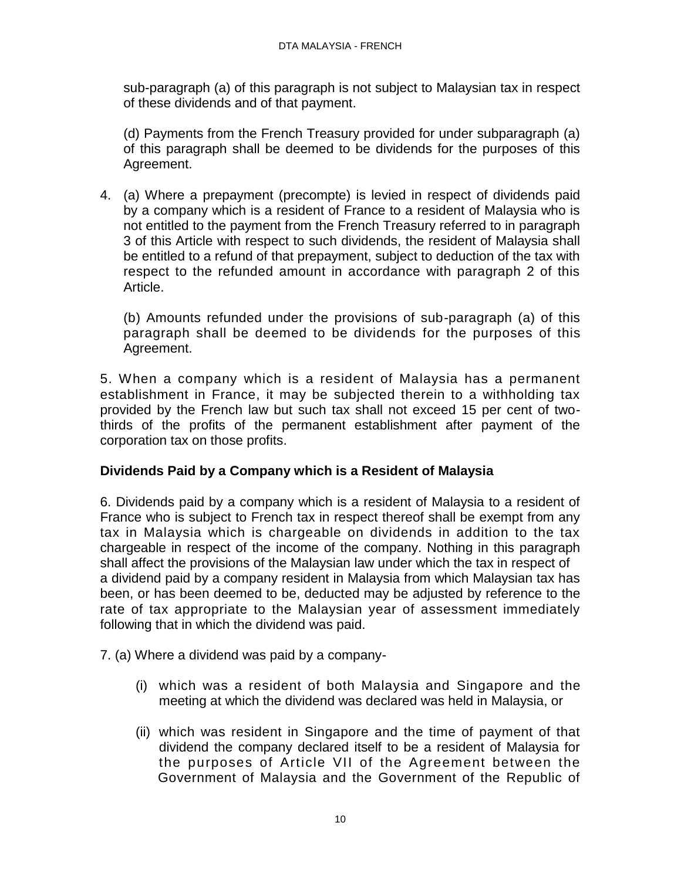sub-paragraph (a) of this paragraph is not subject to Malaysian tax in respect of these dividends and of that payment.

(d) Payments from the French Treasury provided for under subparagraph (a) of this paragraph shall be deemed to be dividends for the purposes of this Agreement.

4. (a) Where a prepayment (precompte) is levied in respect of dividends paid by a company which is a resident of France to a resident of Malaysia who is not entitled to the payment from the French Treasury referred to in paragraph 3 of this Article with respect to such dividends, the resident of Malaysia shall be entitled to a refund of that prepayment, subject to deduction of the tax with respect to the refunded amount in accordance with paragraph 2 of this Article.

   (b) Amounts refunded under the provisions of sub-paragraph (a) of this paragraph shall be deemed to be dividends for the purposes of this Agreement.

5. When a company which is a resident of Malaysia has a permanent establishment in France, it may be subjected therein to a withholding tax provided by the French law but such tax shall not exceed 15 per cent of two-thirds of the profits of the permanent establishment after payment of the corporation tax on those profits.

**Dividends Paid by a Company which is a Resident of Malaysia**

6. Dividends paid by a company which is a resident of Malaysia to a resident of France who is subject to French tax in respect thereof shall be exempt from any tax in Malaysia which is chargeable on dividends in addition to the tax chargeable in respect of the income of the company. Nothing in this paragraph shall affect the provisions of the Malaysian law under which the tax in respect of a dividend paid by a company resident in Malaysia from which Malaysian tax has been, or has been deemed to be, deducted may be adjusted by reference to the rate of tax appropriate to the Malaysian year of assessment immediately following that in which the dividend was paid.

7. (a) Where a dividend was paid by a company-

   (i) which was a resident of both Malaysia and Singapore and the meeting at which the dividend was declared was held in Malaysia, or

   (ii) which was resident in Singapore and the time of payment of that dividend the company declared itself to be a resident of Malaysia for the purposes of Article VII of the Agreement between the Government of Malaysia and the Government of the Republic of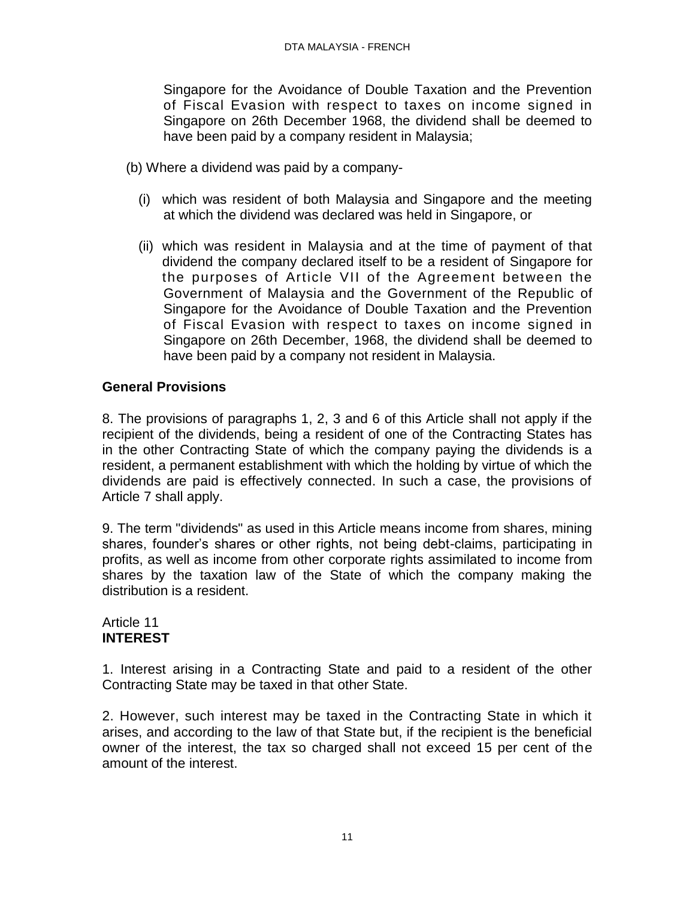Singapore for the Avoidance of Double Taxation and the Prevention of Fiscal Evasion with respect to taxes on income signed in Singapore on 26th December 1968, the dividend shall be deemed to have been paid by a company resident in Malaysia;

(b) Where a dividend was paid by a company-

(i) which was resident of both Malaysia and Singapore and the meeting at which the dividend was declared was held in Singapore, or

(ii) which was resident in Malaysia and at the time of payment of that dividend the company declared itself to be a resident of Singapore for the purposes of Article VII of the Agreement between the Government of Malaysia and the Government of the Republic of Singapore for the Avoidance of Double Taxation and the Prevention of Fiscal Evasion with respect to taxes on income signed in Singapore on 26th December, 1968, the dividend shall be deemed to have been paid by a company not resident in Malaysia.

**General Provisions**

8. The provisions of paragraphs 1, 2, 3 and 6 of this Article shall not apply if the recipient of the dividends, being a resident of one of the Contracting States has in the other Contracting State of which the company paying the dividends is a resident, a permanent establishment with which the holding by virtue of which the dividends are paid is effectively connected. In such a case, the provisions of Article 7 shall apply.

9. The term "dividends" as used in this Article means income from shares, mining shares, founder's shares or other rights, not being debt-claims, participating in profits, as well as income from other corporate rights assimilated to income from shares by the taxation law of the State of which the company making the distribution is a resident.

Article 11
**INTEREST**

1. Interest arising in a Contracting State and paid to a resident of the other Contracting State may be taxed in that other State.

2. However, such interest may be taxed in the Contracting State in which it arises, and according to the law of that State but, if the recipient is the beneficial owner of the interest, the tax so charged shall not exceed 15 per cent of the amount of the interest.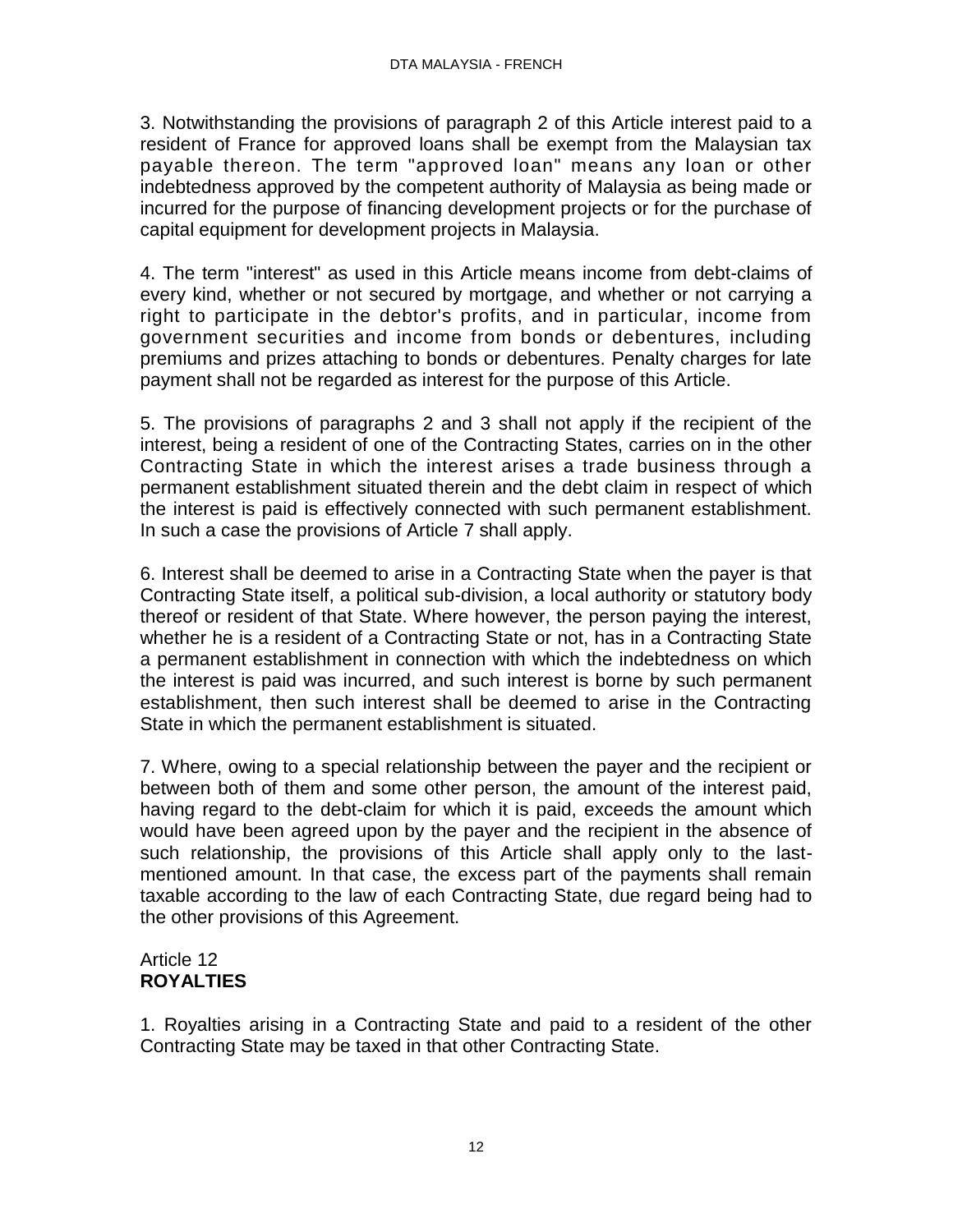3. Notwithstanding the provisions of paragraph 2 of this Article interest paid to a resident of France for approved loans shall be exempt from the Malaysian tax payable thereon. The term "approved loan" means any loan or other indebtedness approved by the competent authority of Malaysia as being made or incurred for the purpose of financing development projects or for the purchase of capital equipment for development projects in Malaysia.

4. The term "interest" as used in this Article means income from debt-claims of every kind, whether or not secured by mortgage, and whether or not carrying a right to participate in the debtor's profits, and in particular, income from government securities and income from bonds or debentures, including premiums and prizes attaching to bonds or debentures. Penalty charges for late payment shall not be regarded as interest for the purpose of this Article.

5. The provisions of paragraphs 2 and 3 shall not apply if the recipient of the interest, being a resident of one of the Contracting States, carries on in the other Contracting State in which the interest arises a trade business through a permanent establishment situated therein and the debt claim in respect of which the interest is paid is effectively connected with such permanent establishment. In such a case the provisions of Article 7 shall apply.

6. Interest shall be deemed to arise in a Contracting State when the payer is that Contracting State itself, a political sub-division, a local authority or statutory body thereof or resident of that State. Where however, the person paying the interest, whether he is a resident of a Contracting State or not, has in a Contracting State a permanent establishment in connection with which the indebtedness on which the interest is paid was incurred, and such interest is borne by such permanent establishment, then such interest shall be deemed to arise in the Contracting State in which the permanent establishment is situated.

7. Where, owing to a special relationship between the payer and the recipient or between both of them and some other person, the amount of the interest paid, having regard to the debt-claim for which it is paid, exceeds the amount which would have been agreed upon by the payer and the recipient in the absence of such relationship, the provisions of this Article shall apply only to the last-mentioned amount. In that case, the excess part of the payments shall remain taxable according to the law of each Contracting State, due regard being had to the other provisions of this Agreement.

## Article 12
## **ROYALTIES**

1. Royalties arising in a Contracting State and paid to a resident of the other Contracting State may be taxed in that other Contracting State.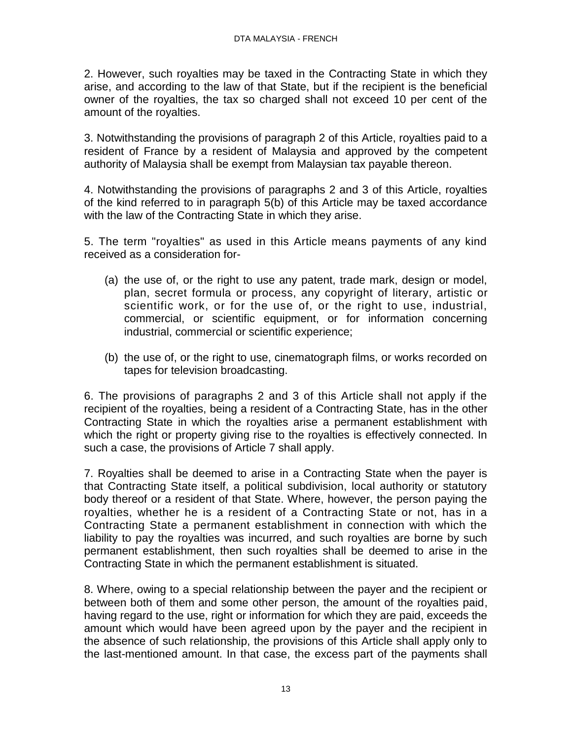2. However, such royalties may be taxed in the Contracting State in which they arise, and according to the law of that State, but if the recipient is the beneficial owner of the royalties, the tax so charged shall not exceed 10 per cent of the amount of the royalties.

3. Notwithstanding the provisions of paragraph 2 of this Article, royalties paid to a resident of France by a resident of Malaysia and approved by the competent authority of Malaysia shall be exempt from Malaysian tax payable thereon.

4. Notwithstanding the provisions of paragraphs 2 and 3 of this Article, royalties of the kind referred to in paragraph 5(b) of this Article may be taxed accordance with the law of the Contracting State in which they arise.

5. The term "royalties" as used in this Article means payments of any kind received as a consideration for-

(a) the use of, or the right to use any patent, trade mark, design or model, plan, secret formula or process, any copyright of literary, artistic or scientific work, or for the use of, or the right to use, industrial, commercial, or scientific equipment, or for information concerning industrial, commercial or scientific experience;

(b) the use of, or the right to use, cinematograph films, or works recorded on tapes for television broadcasting.

6. The provisions of paragraphs 2 and 3 of this Article shall not apply if the recipient of the royalties, being a resident of a Contracting State, has in the other Contracting State in which the royalties arise a permanent establishment with which the right or property giving rise to the royalties is effectively connected. In such a case, the provisions of Article 7 shall apply.

7. Royalties shall be deemed to arise in a Contracting State when the payer is that Contracting State itself, a political subdivision, local authority or statutory body thereof or a resident of that State. Where, however, the person paying the royalties, whether he is a resident of a Contracting State or not, has in a Contracting State a permanent establishment in connection with which the liability to pay the royalties was incurred, and such royalties are borne by such permanent establishment, then such royalties shall be deemed to arise in the Contracting State in which the permanent establishment is situated.

8. Where, owing to a special relationship between the payer and the recipient or between both of them and some other person, the amount of the royalties paid, having regard to the use, right or information for which they are paid, exceeds the amount which would have been agreed upon by the payer and the recipient in the absence of such relationship, the provisions of this Article shall apply only to the last-mentioned amount. In that case, the excess part of the payments shall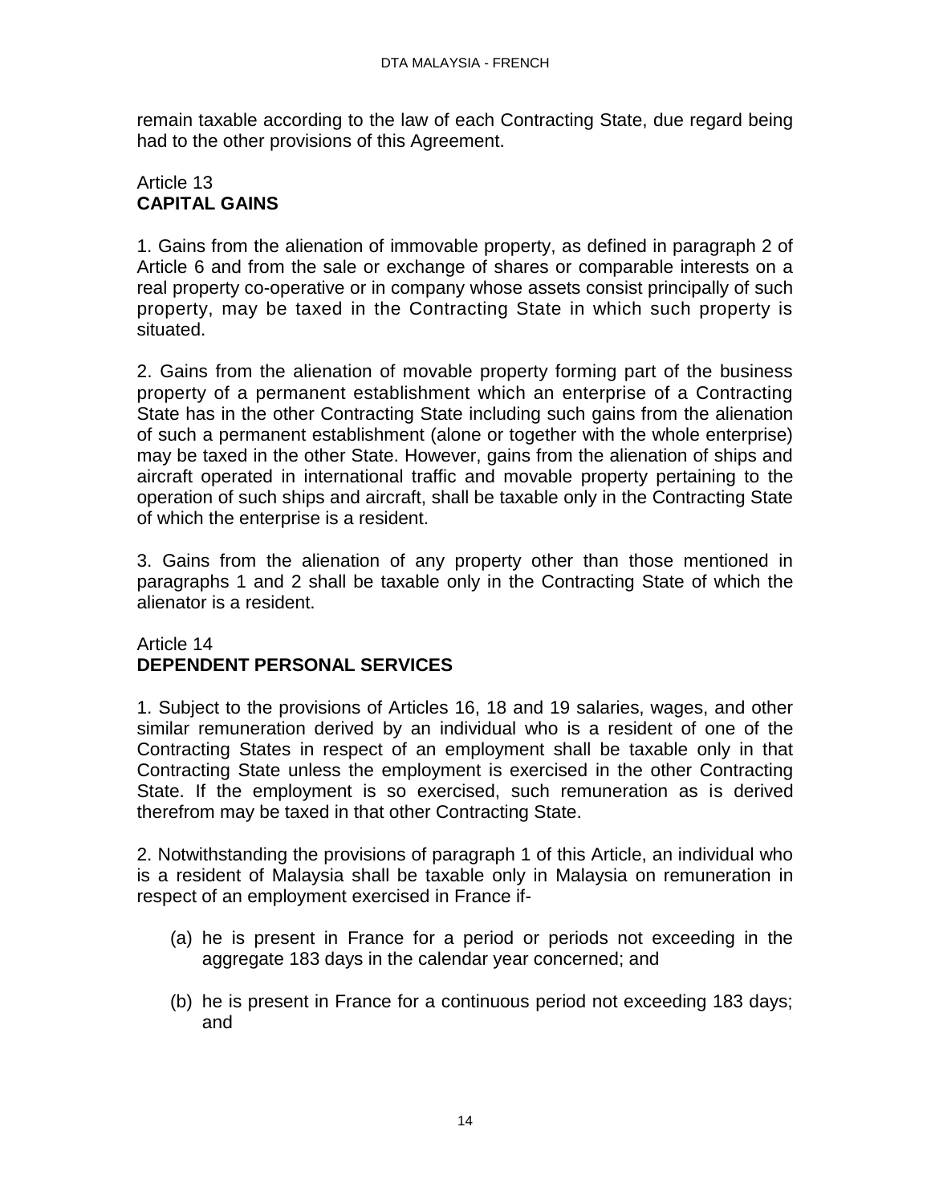remain taxable according to the law of each Contracting State, due regard being had to the other provisions of this Agreement.

## Article 13
## CAPITAL GAINS

1. Gains from the alienation of immovable property, as defined in paragraph 2 of Article 6 and from the sale or exchange of shares or comparable interests on a real property co-operative or in company whose assets consist principally of such property, may be taxed in the Contracting State in which such property is situated.

2. Gains from the alienation of movable property forming part of the business property of a permanent establishment which an enterprise of a Contracting State has in the other Contracting State including such gains from the alienation of such a permanent establishment (alone or together with the whole enterprise) may be taxed in the other State. However, gains from the alienation of ships and aircraft operated in international traffic and movable property pertaining to the operation of such ships and aircraft, shall be taxable only in the Contracting State of which the enterprise is a resident.

3. Gains from the alienation of any property other than those mentioned in paragraphs 1 and 2 shall be taxable only in the Contracting State of which the alienator is a resident.

## Article 14
## DEPENDENT PERSONAL SERVICES

1. Subject to the provisions of Articles 16, 18 and 19 salaries, wages, and other similar remuneration derived by an individual who is a resident of one of the Contracting States in respect of an employment shall be taxable only in that Contracting State unless the employment is exercised in the other Contracting State. If the employment is so exercised, such remuneration as is derived therefrom may be taxed in that other Contracting State.

2. Notwithstanding the provisions of paragraph 1 of this Article, an individual who is a resident of Malaysia shall be taxable only in Malaysia on remuneration in respect of an employment exercised in France if-

(a) he is present in France for a period or periods not exceeding in the aggregate 183 days in the calendar year concerned; and

(b) he is present in France for a continuous period not exceeding 183 days; and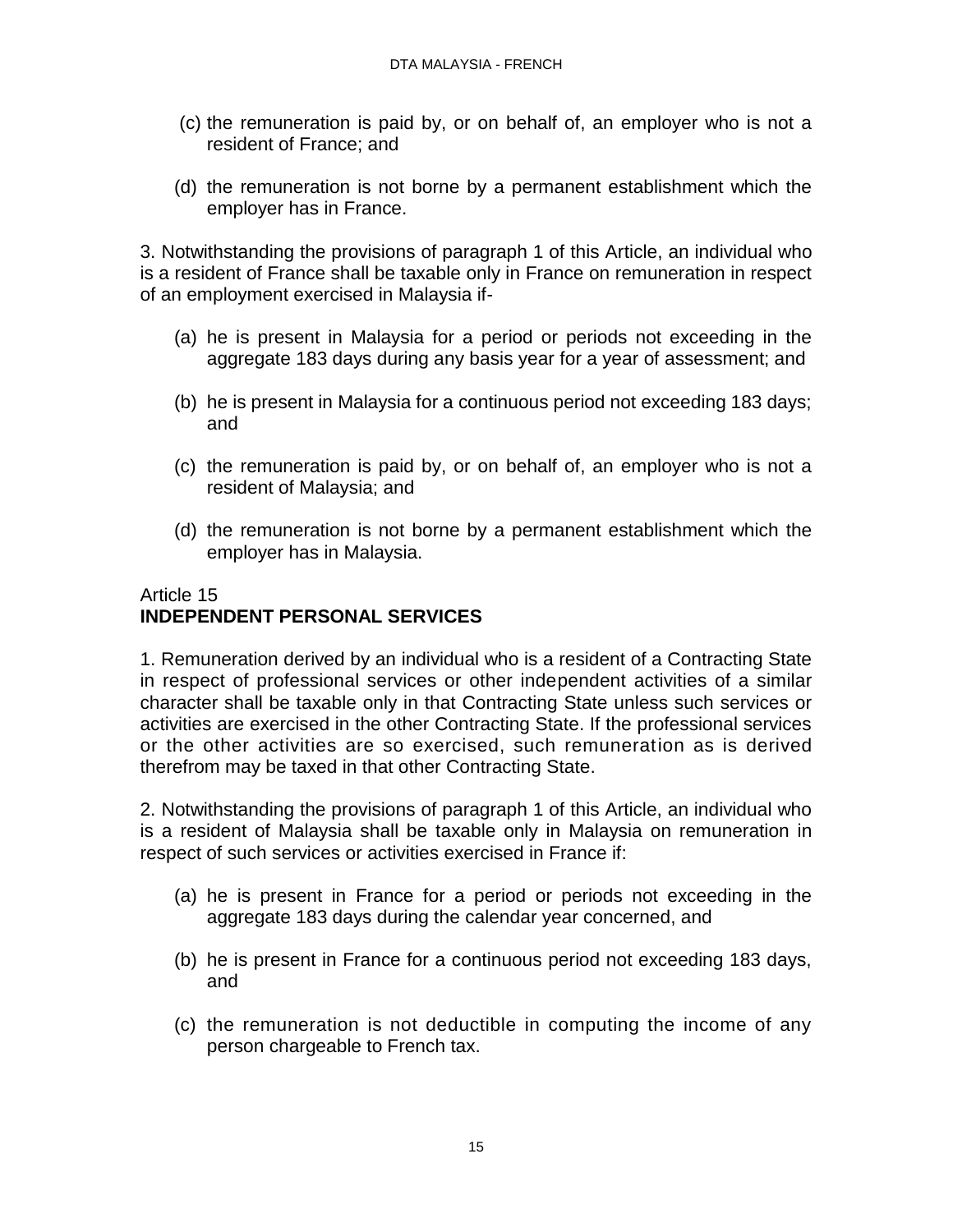(c) the remuneration is paid by, or on behalf of, an employer who is not a resident of France; and

(d) the remuneration is not borne by a permanent establishment which the employer has in France.

3. Notwithstanding the provisions of paragraph 1 of this Article, an individual who is a resident of France shall be taxable only in France on remuneration in respect of an employment exercised in Malaysia if-

(a) he is present in Malaysia for a period or periods not exceeding in the aggregate 183 days during any basis year for a year of assessment; and

(b) he is present in Malaysia for a continuous period not exceeding 183 days; and

(c) the remuneration is paid by, or on behalf of, an employer who is not a resident of Malaysia; and

(d) the remuneration is not borne by a permanent establishment which the employer has in Malaysia.

Article 15
**INDEPENDENT PERSONAL SERVICES**

1. Remuneration derived by an individual who is a resident of a Contracting State in respect of professional services or other independent activities of a similar character shall be taxable only in that Contracting State unless such services or activities are exercised in the other Contracting State. If the professional services or the other activities are so exercised, such remuneration as is derived therefrom may be taxed in that other Contracting State.

2. Notwithstanding the provisions of paragraph 1 of this Article, an individual who is a resident of Malaysia shall be taxable only in Malaysia on remuneration in respect of such services or activities exercised in France if:

(a) he is present in France for a period or periods not exceeding in the aggregate 183 days during the calendar year concerned, and

(b) he is present in France for a continuous period not exceeding 183 days, and

(c) the remuneration is not deductible in computing the income of any person chargeable to French tax.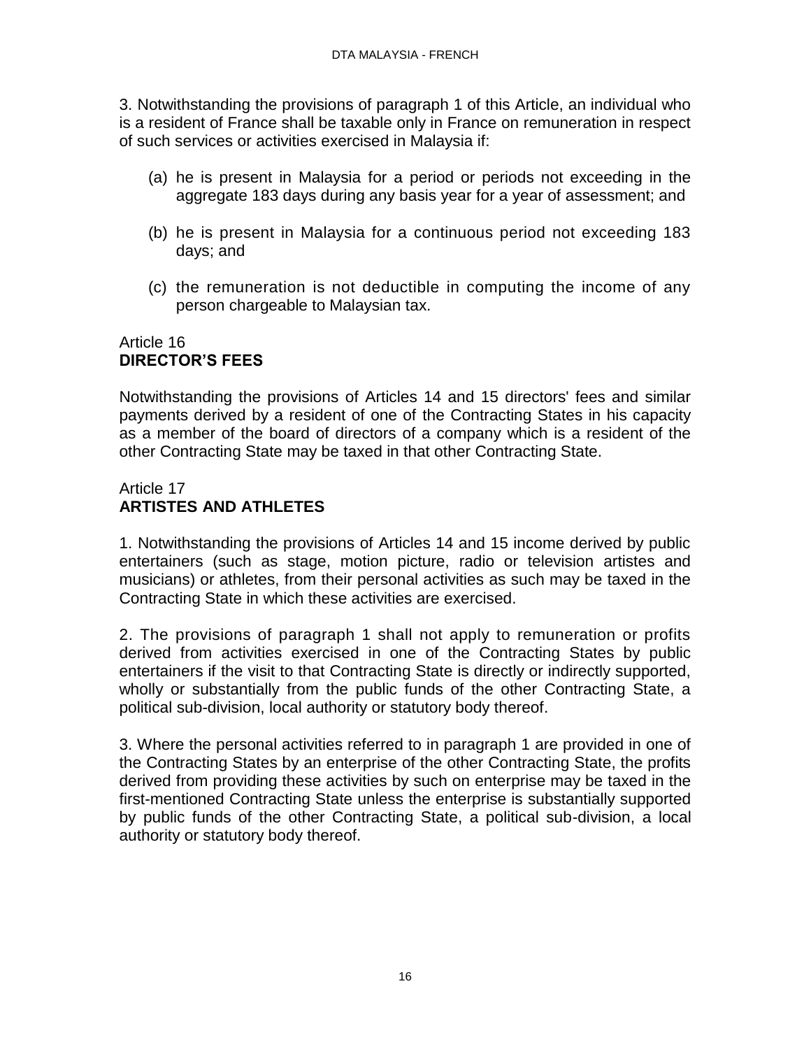3. Notwithstanding the provisions of paragraph 1 of this Article, an individual who is a resident of France shall be taxable only in France on remuneration in respect of such services or activities exercised in Malaysia if:

(a) he is present in Malaysia for a period or periods not exceeding in the aggregate 183 days during any basis year for a year of assessment; and

(b) he is present in Malaysia for a continuous period not exceeding 183 days; and

(c) the remuneration is not deductible in computing the income of any person chargeable to Malaysian tax.

## Article 16
## DIRECTOR'S FEES

Notwithstanding the provisions of Articles 14 and 15 directors' fees and similar payments derived by a resident of one of the Contracting States in his capacity as a member of the board of directors of a company which is a resident of the other Contracting State may be taxed in that other Contracting State.

## Article 17
## ARTISTES AND ATHLETES

1. Notwithstanding the provisions of Articles 14 and 15 income derived by public entertainers (such as stage, motion picture, radio or television artistes and musicians) or athletes, from their personal activities as such may be taxed in the Contracting State in which these activities are exercised.

2. The provisions of paragraph 1 shall not apply to remuneration or profits derived from activities exercised in one of the Contracting States by public entertainers if the visit to that Contracting State is directly or indirectly supported, wholly or substantially from the public funds of the other Contracting State, a political sub-division, local authority or statutory body thereof.

3. Where the personal activities referred to in paragraph 1 are provided in one of the Contracting States by an enterprise of the other Contracting State, the profits derived from providing these activities by such on enterprise may be taxed in the first-mentioned Contracting State unless the enterprise is substantially supported by public funds of the other Contracting State, a political sub-division, a local authority or statutory body thereof.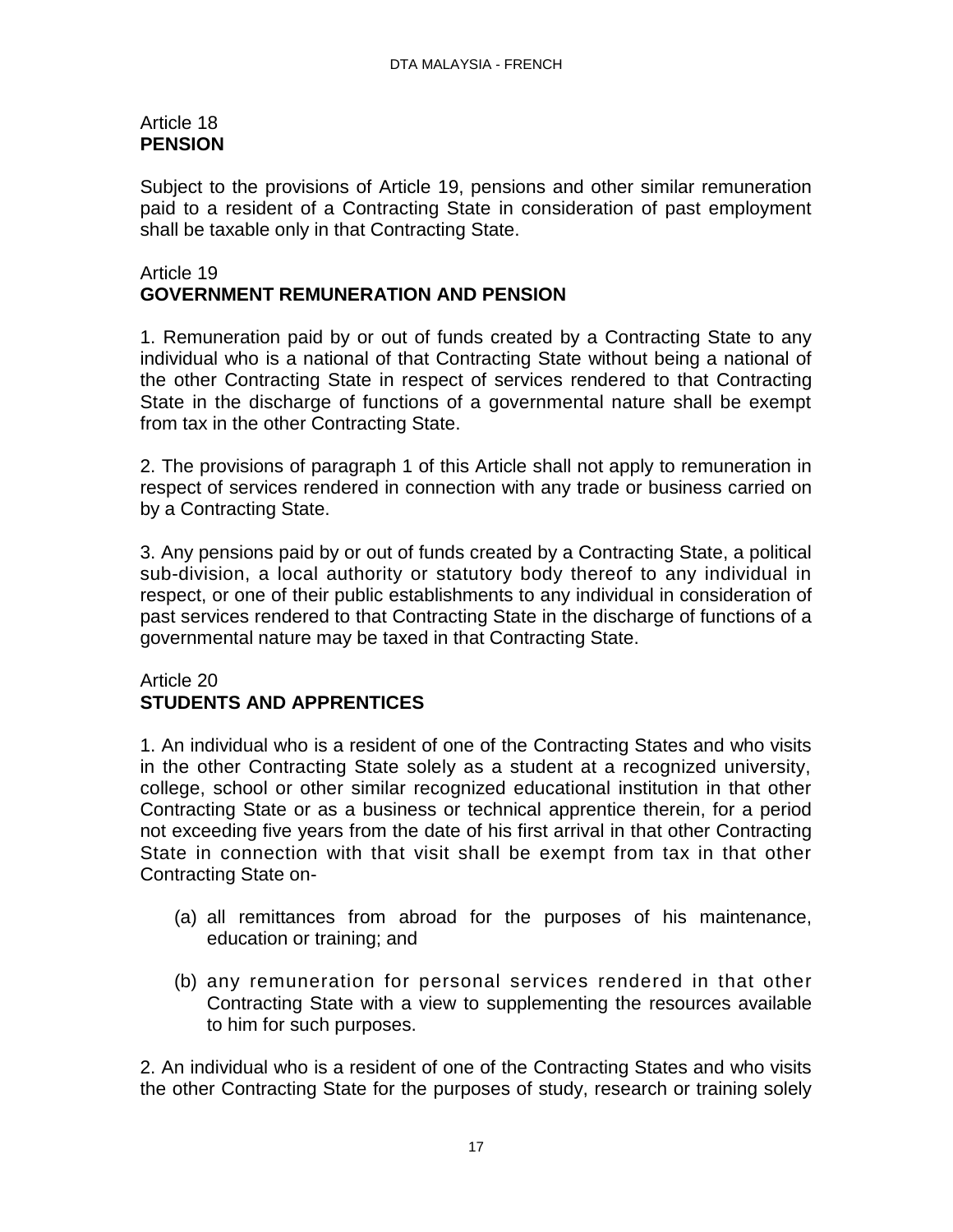Article 18
**PENSION**

Subject to the provisions of Article 19, pensions and other similar remuneration paid to a resident of a Contracting State in consideration of past employment shall be taxable only in that Contracting State.

Article 19
**GOVERNMENT REMUNERATION AND PENSION**

1. Remuneration paid by or out of funds created by a Contracting State to any individual who is a national of that Contracting State without being a national of the other Contracting State in respect of services rendered to that Contracting State in the discharge of functions of a governmental nature shall be exempt from tax in the other Contracting State.

2. The provisions of paragraph 1 of this Article shall not apply to remuneration in respect of services rendered in connection with any trade or business carried on by a Contracting State.

3. Any pensions paid by or out of funds created by a Contracting State, a political sub-division, a local authority or statutory body thereof to any individual in respect, or one of their public establishments to any individual in consideration of past services rendered to that Contracting State in the discharge of functions of a governmental nature may be taxed in that Contracting State.

Article 20
**STUDENTS AND APPRENTICES**

1. An individual who is a resident of one of the Contracting States and who visits in the other Contracting State solely as a student at a recognized university, college, school or other similar recognized educational institution in that other Contracting State or as a business or technical apprentice therein, for a period not exceeding five years from the date of his first arrival in that other Contracting State in connection with that visit shall be exempt from tax in that other Contracting State on-

(a) all remittances from abroad for the purposes of his maintenance, education or training; and

(b) any remuneration for personal services rendered in that other Contracting State with a view to supplementing the resources available to him for such purposes.

2. An individual who is a resident of one of the Contracting States and who visits the other Contracting State for the purposes of study, research or training solely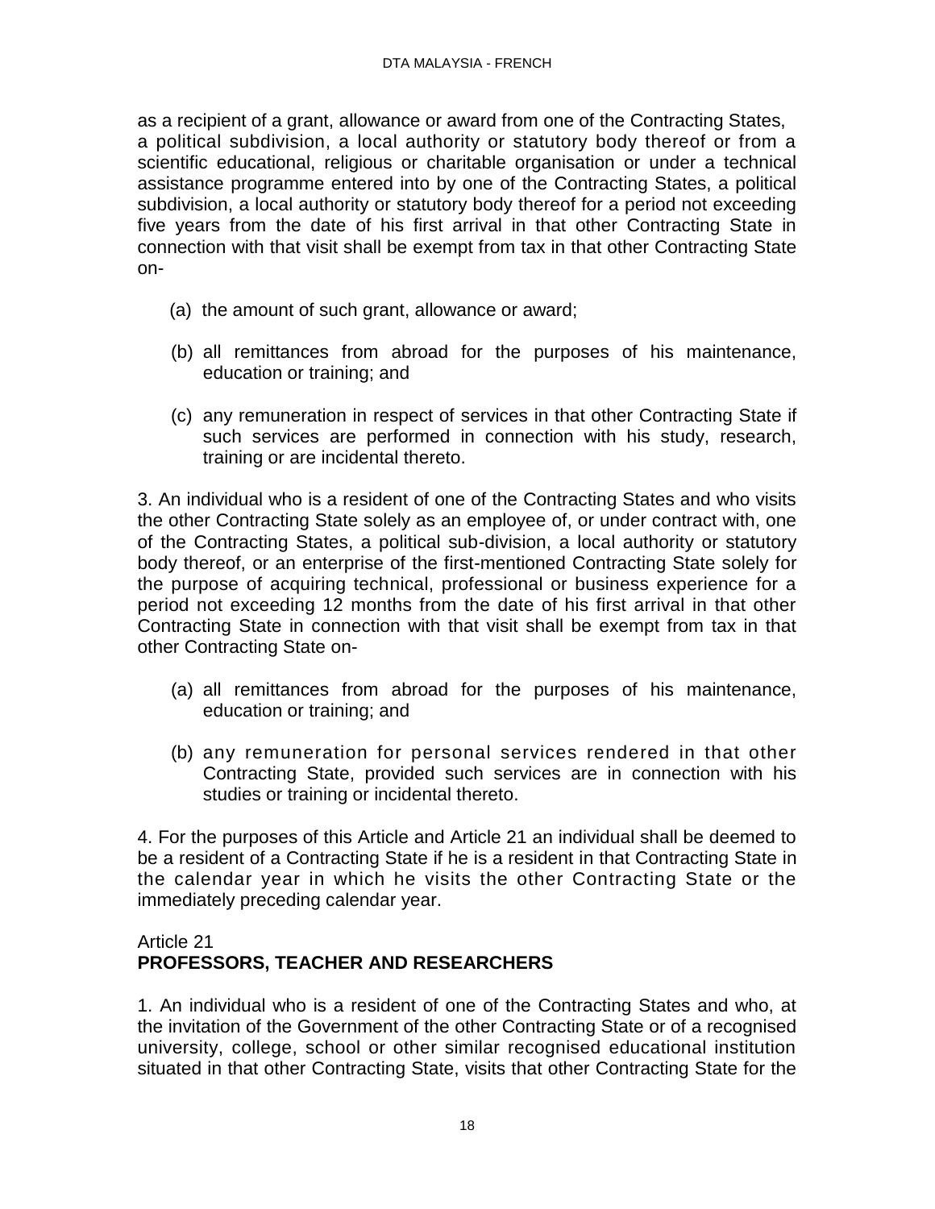as a recipient of a grant, allowance or award from one of the Contracting States, a political subdivision, a local authority or statutory body thereof or from a scientific educational, religious or charitable organisation or under a technical assistance programme entered into by one of the Contracting States, a political subdivision, a local authority or statutory body thereof for a period not exceeding five years from the date of his first arrival in that other Contracting State in connection with that visit shall be exempt from tax in that other Contracting State on-

(a) the amount of such grant, allowance or award;

(b) all remittances from abroad for the purposes of his maintenance, education or training; and

(c) any remuneration in respect of services in that other Contracting State if such services are performed in connection with his study, research, training or are incidental thereto.

3. An individual who is a resident of one of the Contracting States and who visits the other Contracting State solely as an employee of, or under contract with, one of the Contracting States, a political sub-division, a local authority or statutory body thereof, or an enterprise of the first-mentioned Contracting State solely for the purpose of acquiring technical, professional or business experience for a period not exceeding 12 months from the date of his first arrival in that other Contracting State in connection with that visit shall be exempt from tax in that other Contracting State on-

(a) all remittances from abroad for the purposes of his maintenance, education or training; and

(b) any remuneration for personal services rendered in that other Contracting State, provided such services are in connection with his studies or training or incidental thereto.

4. For the purposes of this Article and Article 21 an individual shall be deemed to be a resident of a Contracting State if he is a resident in that Contracting State in the calendar year in which he visits the other Contracting State or the immediately preceding calendar year.

Article 21
**PROFESSORS, TEACHER AND RESEARCHERS**

1. An individual who is a resident of one of the Contracting States and who, at the invitation of the Government of the other Contracting State or of a recognised university, college, school or other similar recognised educational institution situated in that other Contracting State, visits that other Contracting State for the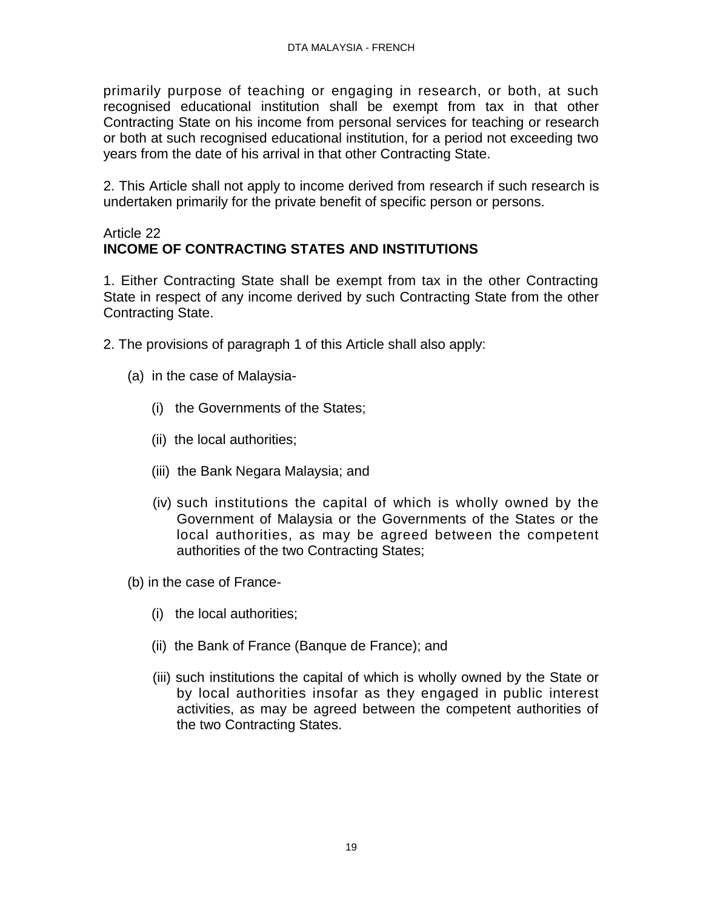primarily purpose of teaching or engaging in research, or both, at such recognised educational institution shall be exempt from tax in that other Contracting State on his income from personal services for teaching or research or both at such recognised educational institution, for a period not exceeding two years from the date of his arrival in that other Contracting State.

2. This Article shall not apply to income derived from research if such research is undertaken primarily for the private benefit of specific person or persons.

Article 22
**INCOME OF CONTRACTING STATES AND INSTITUTIONS**

1. Either Contracting State shall be exempt from tax in the other Contracting State in respect of any income derived by such Contracting State from the other Contracting State.

2. The provisions of paragraph 1 of this Article shall also apply:

(a) in the case of Malaysia-

(i) the Governments of the States;

(ii) the local authorities;

(iii) the Bank Negara Malaysia; and

(iv) such institutions the capital of which is wholly owned by the Government of Malaysia or the Governments of the States or the local authorities, as may be agreed between the competent authorities of the two Contracting States;

(b) in the case of France-

(i) the local authorities;

(ii) the Bank of France (Banque de France); and

(iii) such institutions the capital of which is wholly owned by the State or by local authorities insofar as they engaged in public interest activities, as may be agreed between the competent authorities of the two Contracting States.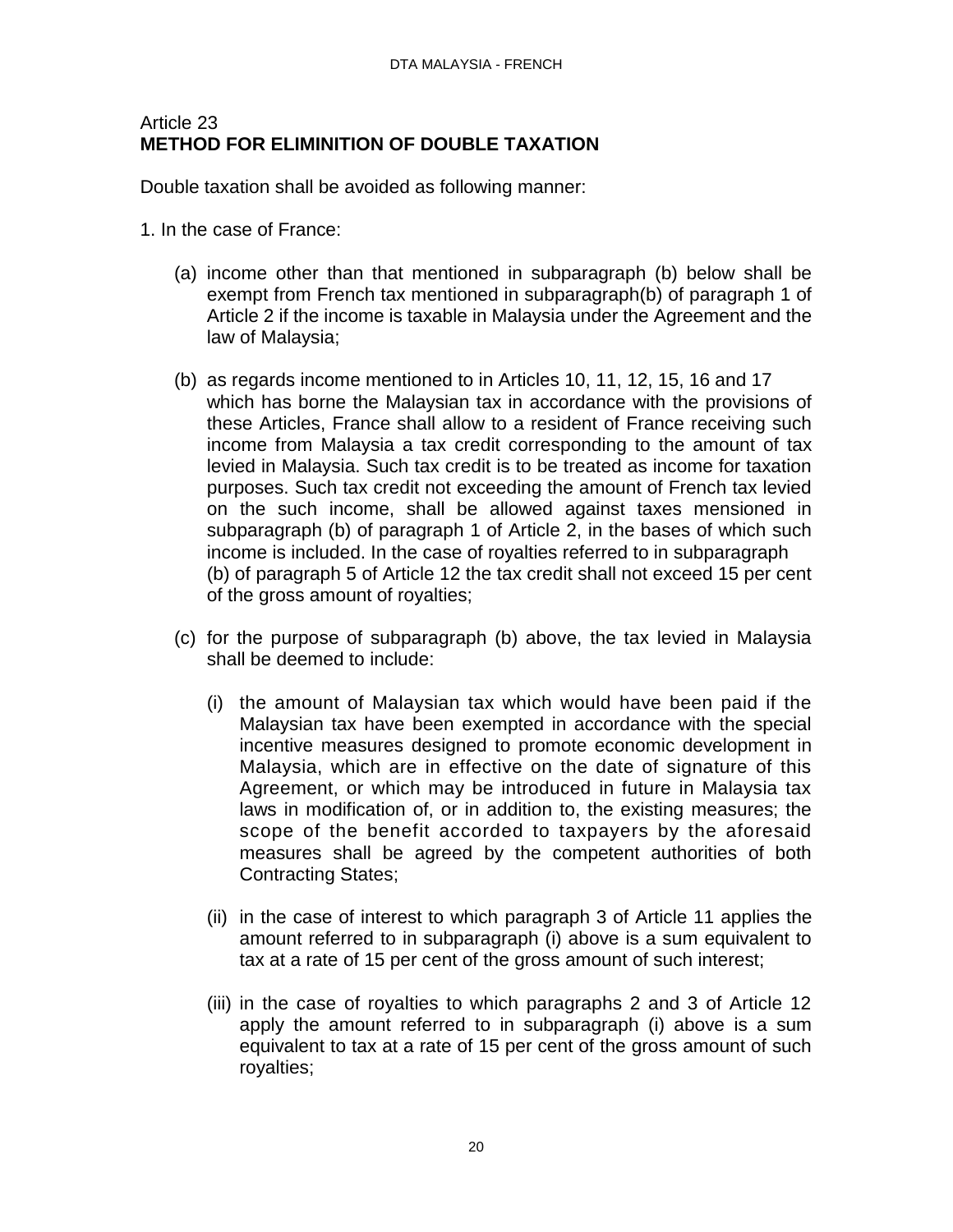Article 23
**METHOD FOR ELIMINITION OF DOUBLE TAXATION**

Double taxation shall be avoided as following manner:

1. In the case of France:

   (a) income other than that mentioned in subparagraph (b) below shall be exempt from French tax mentioned in subparagraph(b) of paragraph 1 of Article 2 if the income is taxable in Malaysia under the Agreement and the law of Malaysia;

   (b) as regards income mentioned to in Articles 10, 11, 12, 15, 16 and 17 which has borne the Malaysian tax in accordance with the provisions of these Articles, France shall allow to a resident of France receiving such income from Malaysia a tax credit corresponding to the amount of tax levied in Malaysia. Such tax credit is to be treated as income for taxation purposes. Such tax credit not exceeding the amount of French tax levied on the such income, shall be allowed against taxes mensioned in subparagraph (b) of paragraph 1 of Article 2, in the bases of which such income is included. In the case of royalties referred to in subparagraph (b) of paragraph 5 of Article 12 the tax credit shall not exceed 15 per cent of the gross amount of royalties;

   (c) for the purpose of subparagraph (b) above, the tax levied in Malaysia shall be deemed to include:

      (i) the amount of Malaysian tax which would have been paid if the Malaysian tax have been exempted in accordance with the special incentive measures designed to promote economic development in Malaysia, which are in effective on the date of signature of this Agreement, or which may be introduced in future in Malaysia tax laws in modification of, or in addition to, the existing measures; the scope of the benefit accorded to taxpayers by the aforesaid measures shall be agreed by the competent authorities of both Contracting States;

      (ii) in the case of interest to which paragraph 3 of Article 11 applies the amount referred to in subparagraph (i) above is a sum equivalent to tax at a rate of 15 per cent of the gross amount of such interest;

      (iii) in the case of royalties to which paragraphs 2 and 3 of Article 12 apply the amount referred to in subparagraph (i) above is a sum equivalent to tax at a rate of 15 per cent of the gross amount of such royalties;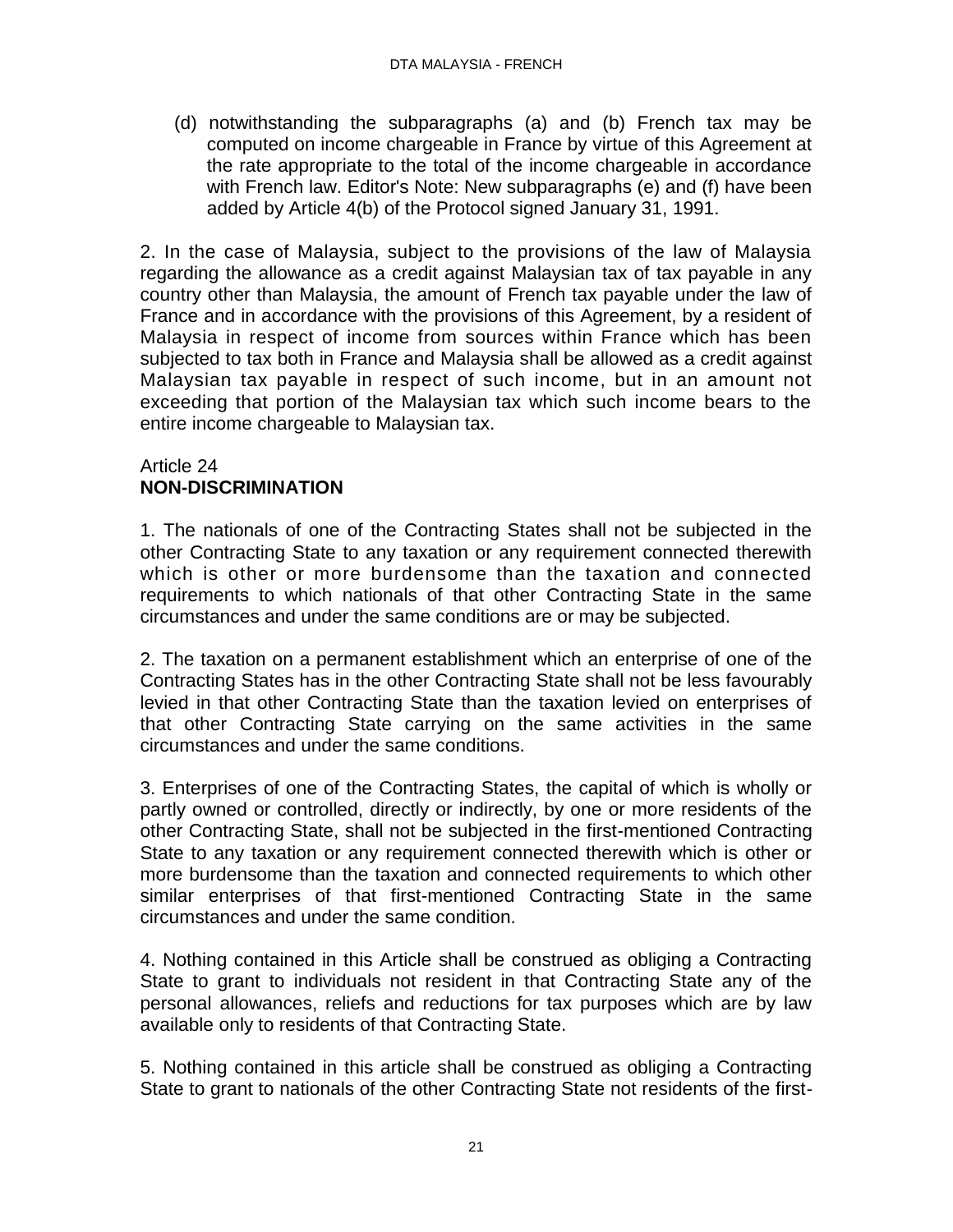(d) notwithstanding the subparagraphs (a) and (b) French tax may be computed on income chargeable in France by virtue of this Agreement at the rate appropriate to the total of the income chargeable in accordance with French law. Editor's Note: New subparagraphs (e) and (f) have been added by Article 4(b) of the Protocol signed January 31, 1991.

2. In the case of Malaysia, subject to the provisions of the law of Malaysia regarding the allowance as a credit against Malaysian tax of tax payable in any country other than Malaysia, the amount of French tax payable under the law of France and in accordance with the provisions of this Agreement, by a resident of Malaysia in respect of income from sources within France which has been subjected to tax both in France and Malaysia shall be allowed as a credit against Malaysian tax payable in respect of such income, but in an amount not exceeding that portion of the Malaysian tax which such income bears to the entire income chargeable to Malaysian tax.

Article 24
**NON-DISCRIMINATION**

1. The nationals of one of the Contracting States shall not be subjected in the other Contracting State to any taxation or any requirement connected therewith which is other or more burdensome than the taxation and connected requirements to which nationals of that other Contracting State in the same circumstances and under the same conditions are or may be subjected.

2. The taxation on a permanent establishment which an enterprise of one of the Contracting States has in the other Contracting State shall not be less favourably levied in that other Contracting State than the taxation levied on enterprises of that other Contracting State carrying on the same activities in the same circumstances and under the same conditions.

3. Enterprises of one of the Contracting States, the capital of which is wholly or partly owned or controlled, directly or indirectly, by one or more residents of the other Contracting State, shall not be subjected in the first-mentioned Contracting State to any taxation or any requirement connected therewith which is other or more burdensome than the taxation and connected requirements to which other similar enterprises of that first-mentioned Contracting State in the same circumstances and under the same condition.

4. Nothing contained in this Article shall be construed as obliging a Contracting State to grant to individuals not resident in that Contracting State any of the personal allowances, reliefs and reductions for tax purposes which are by law available only to residents of that Contracting State.

5. Nothing contained in this article shall be construed as obliging a Contracting State to grant to nationals of the other Contracting State not residents of the first-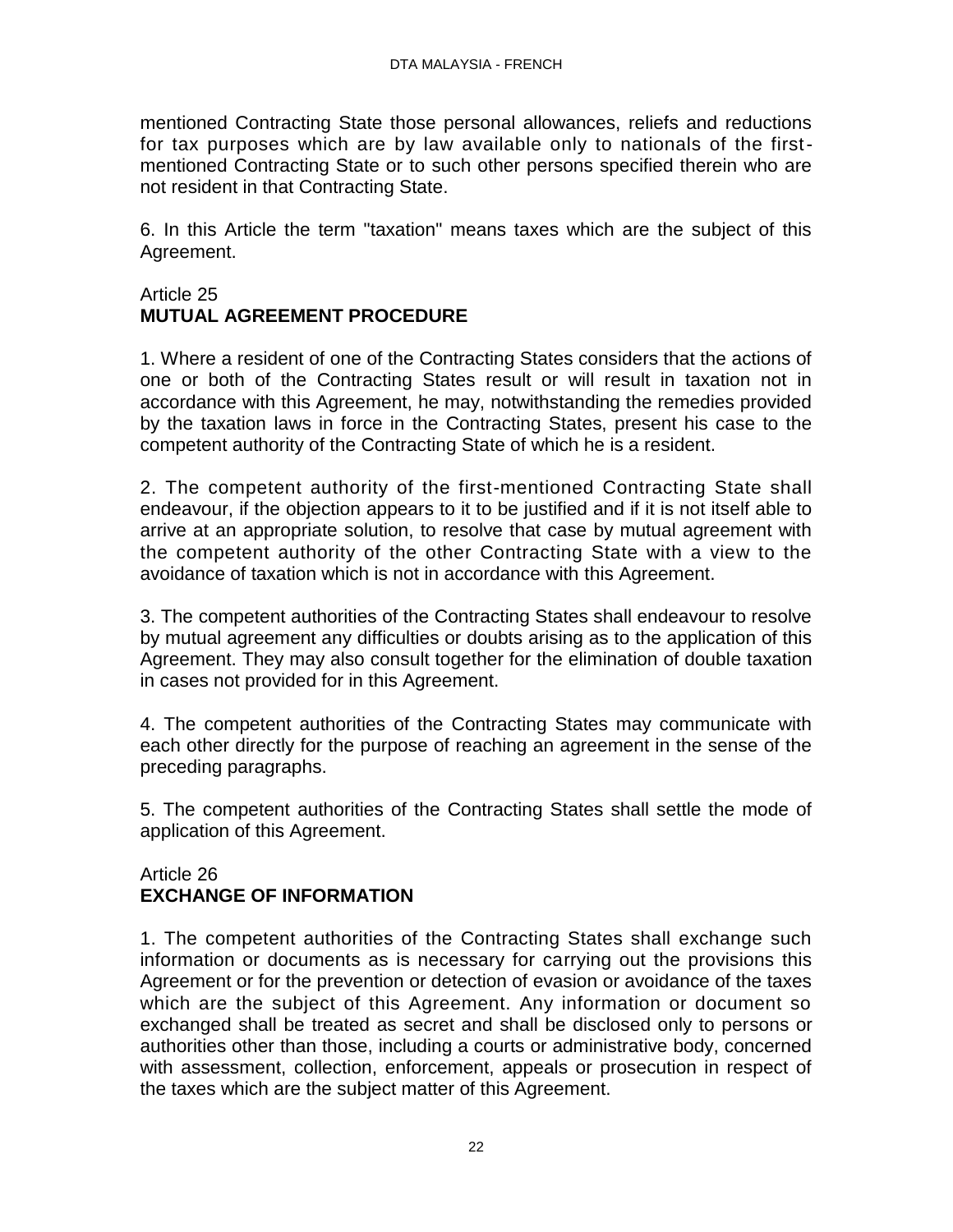mentioned Contracting State those personal allowances, reliefs and reductions for tax purposes which are by law available only to nationals of the first-mentioned Contracting State or to such other persons specified therein who are not resident in that Contracting State.

6. In this Article the term "taxation" means taxes which are the subject of this Agreement.

Article 25
## MUTUAL AGREEMENT PROCEDURE

1. Where a resident of one of the Contracting States considers that the actions of one or both of the Contracting States result or will result in taxation not in accordance with this Agreement, he may, notwithstanding the remedies provided by the taxation laws in force in the Contracting States, present his case to the competent authority of the Contracting State of which he is a resident.

2. The competent authority of the first-mentioned Contracting State shall endeavour, if the objection appears to it to be justified and if it is not itself able to arrive at an appropriate solution, to resolve that case by mutual agreement with the competent authority of the other Contracting State with a view to the avoidance of taxation which is not in accordance with this Agreement.

3. The competent authorities of the Contracting States shall endeavour to resolve by mutual agreement any difficulties or doubts arising as to the application of this Agreement. They may also consult together for the elimination of double taxation in cases not provided for in this Agreement.

4. The competent authorities of the Contracting States may communicate with each other directly for the purpose of reaching an agreement in the sense of the preceding paragraphs.

5. The competent authorities of the Contracting States shall settle the mode of application of this Agreement.

Article 26
## EXCHANGE OF INFORMATION

1. The competent authorities of the Contracting States shall exchange such information or documents as is necessary for carrying out the provisions this Agreement or for the prevention or detection of evasion or avoidance of the taxes which are the subject of this Agreement. Any information or document so exchanged shall be treated as secret and shall be disclosed only to persons or authorities other than those, including a courts or administrative body, concerned with assessment, collection, enforcement, appeals or prosecution in respect of the taxes which are the subject matter of this Agreement.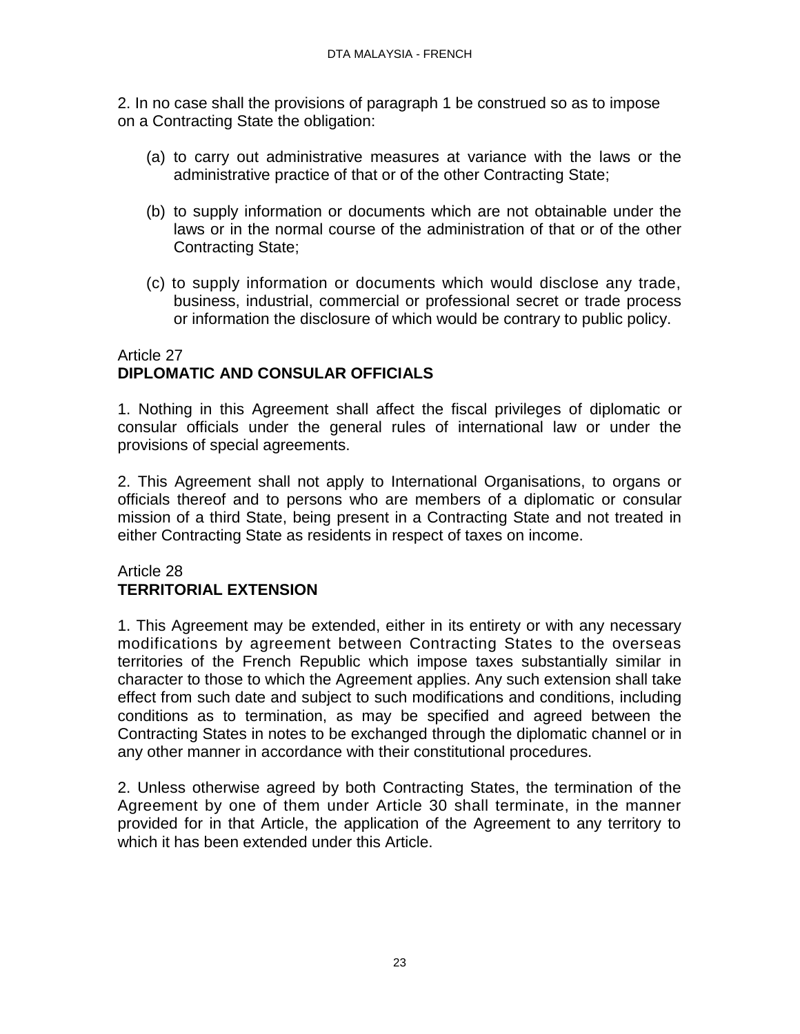2. In no case shall the provisions of paragraph 1 be construed so as to impose on a Contracting State the obligation:

(a) to carry out administrative measures at variance with the laws or the administrative practice of that or of the other Contracting State;

(b) to supply information or documents which are not obtainable under the laws or in the normal course of the administration of that or of the other Contracting State;

(c) to supply information or documents which would disclose any trade, business, industrial, commercial or professional secret or trade process or information the disclosure of which would be contrary to public policy.

Article 27
**DIPLOMATIC AND CONSULAR OFFICIALS**

1. Nothing in this Agreement shall affect the fiscal privileges of diplomatic or consular officials under the general rules of international law or under the provisions of special agreements.

2. This Agreement shall not apply to International Organisations, to organs or officials thereof and to persons who are members of a diplomatic or consular mission of a third State, being present in a Contracting State and not treated in either Contracting State as residents in respect of taxes on income.

Article 28
**TERRITORIAL EXTENSION**

1. This Agreement may be extended, either in its entirety or with any necessary modifications by agreement between Contracting States to the overseas territories of the French Republic which impose taxes substantially similar in character to those to which the Agreement applies. Any such extension shall take effect from such date and subject to such modifications and conditions, including conditions as to termination, as may be specified and agreed between the Contracting States in notes to be exchanged through the diplomatic channel or in any other manner in accordance with their constitutional procedures.

2. Unless otherwise agreed by both Contracting States, the termination of the Agreement by one of them under Article 30 shall terminate, in the manner provided for in that Article, the application of the Agreement to any territory to which it has been extended under this Article.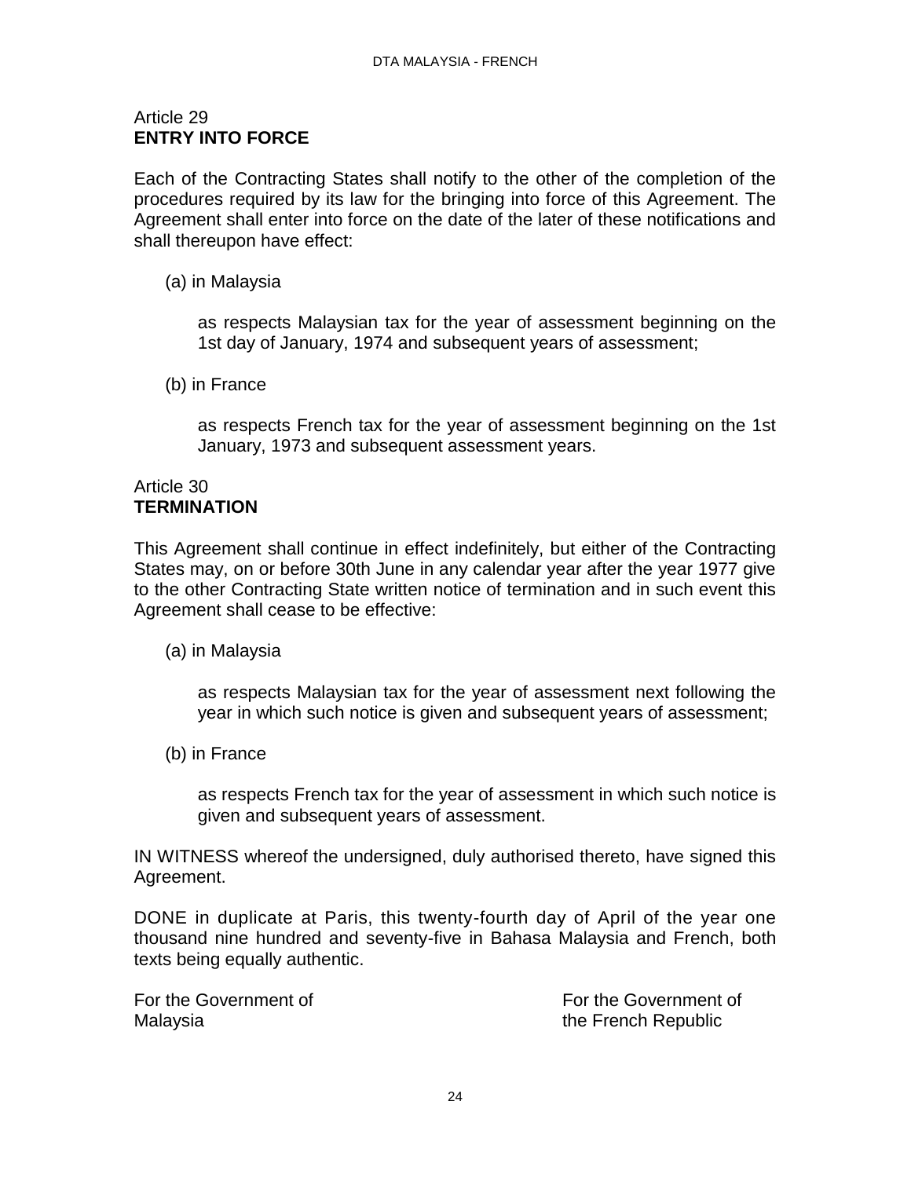Article 29
**ENTRY INTO FORCE**

Each of the Contracting States shall notify to the other of the completion of the procedures required by its law for the bringing into force of this Agreement. The Agreement shall enter into force on the date of the later of these notifications and shall thereupon have effect:

(a) in Malaysia

as respects Malaysian tax for the year of assessment beginning on the 1st day of January, 1974 and subsequent years of assessment;

(b) in France

as respects French tax for the year of assessment beginning on the 1st January, 1973 and subsequent assessment years.

Article 30
**TERMINATION**

This Agreement shall continue in effect indefinitely, but either of the Contracting States may, on or before 30th June in any calendar year after the year 1977 give to the other Contracting State written notice of termination and in such event this Agreement shall cease to be effective:

(a) in Malaysia

as respects Malaysian tax for the year of assessment next following the year in which such notice is given and subsequent years of assessment;

(b) in France

as respects French tax for the year of assessment in which such notice is given and subsequent years of assessment.

IN WITNESS whereof the undersigned, duly authorised thereto, have signed this Agreement.

DONE in duplicate at Paris, this twenty-fourth day of April of the year one thousand nine hundred and seventy-five in Bahasa Malaysia and French, both texts being equally authentic.

For the Government of Malaysia

For the Government of the French Republic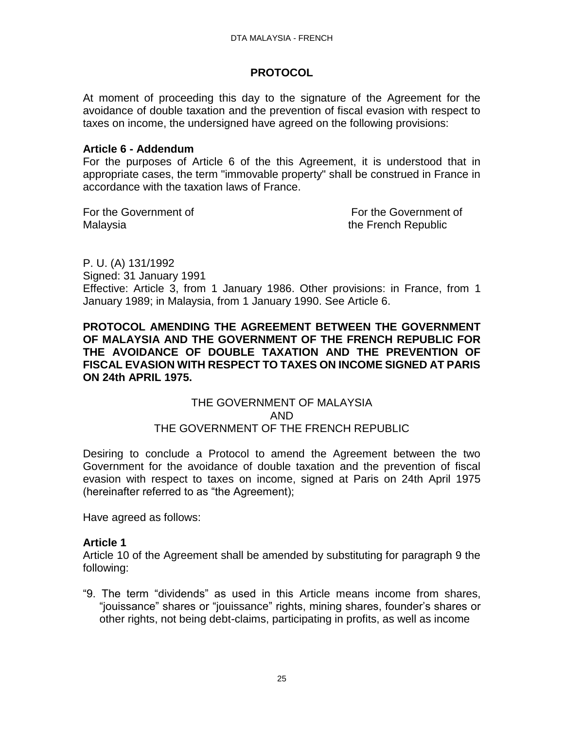## PROTOCOL

At moment of proceeding this day to the signature of the Agreement for the avoidance of double taxation and the prevention of fiscal evasion with respect to taxes on income, the undersigned have agreed on the following provisions:

**Article 6 - Addendum**
For the purposes of Article 6 of the this Agreement, it is understood that in appropriate cases, the term "immovable property" shall be construed in France in accordance with the taxation laws of France.

For the Government of Malaysia

For the Government of the French Republic

P. U. (A) 131/1992
Signed: 31 January 1991
Effective: Article 3, from 1 January 1986. Other provisions: in France, from 1 January 1989; in Malaysia, from 1 January 1990. See Article 6.

**PROTOCOL AMENDING THE AGREEMENT BETWEEN THE GOVERNMENT OF MALAYSIA AND THE GOVERNMENT OF THE FRENCH REPUBLIC FOR THE AVOIDANCE OF DOUBLE TAXATION AND THE PREVENTION OF FISCAL EVASION WITH RESPECT TO TAXES ON INCOME SIGNED AT PARIS ON 24th APRIL 1975.**

THE GOVERNMENT OF MALAYSIA
AND
THE GOVERNMENT OF THE FRENCH REPUBLIC

Desiring to conclude a Protocol to amend the Agreement between the two Government for the avoidance of double taxation and the prevention of fiscal evasion with respect to taxes on income, signed at Paris on 24th April 1975 (hereinafter referred to as "the Agreement);

Have agreed as follows:

**Article 1**
Article 10 of the Agreement shall be amended by substituting for paragraph 9 the following:

"9. The term "dividends" as used in this Article means income from shares, "jouissance" shares or "jouissance" rights, mining shares, founder's shares or other rights, not being debt-claims, participating in profits, as well as income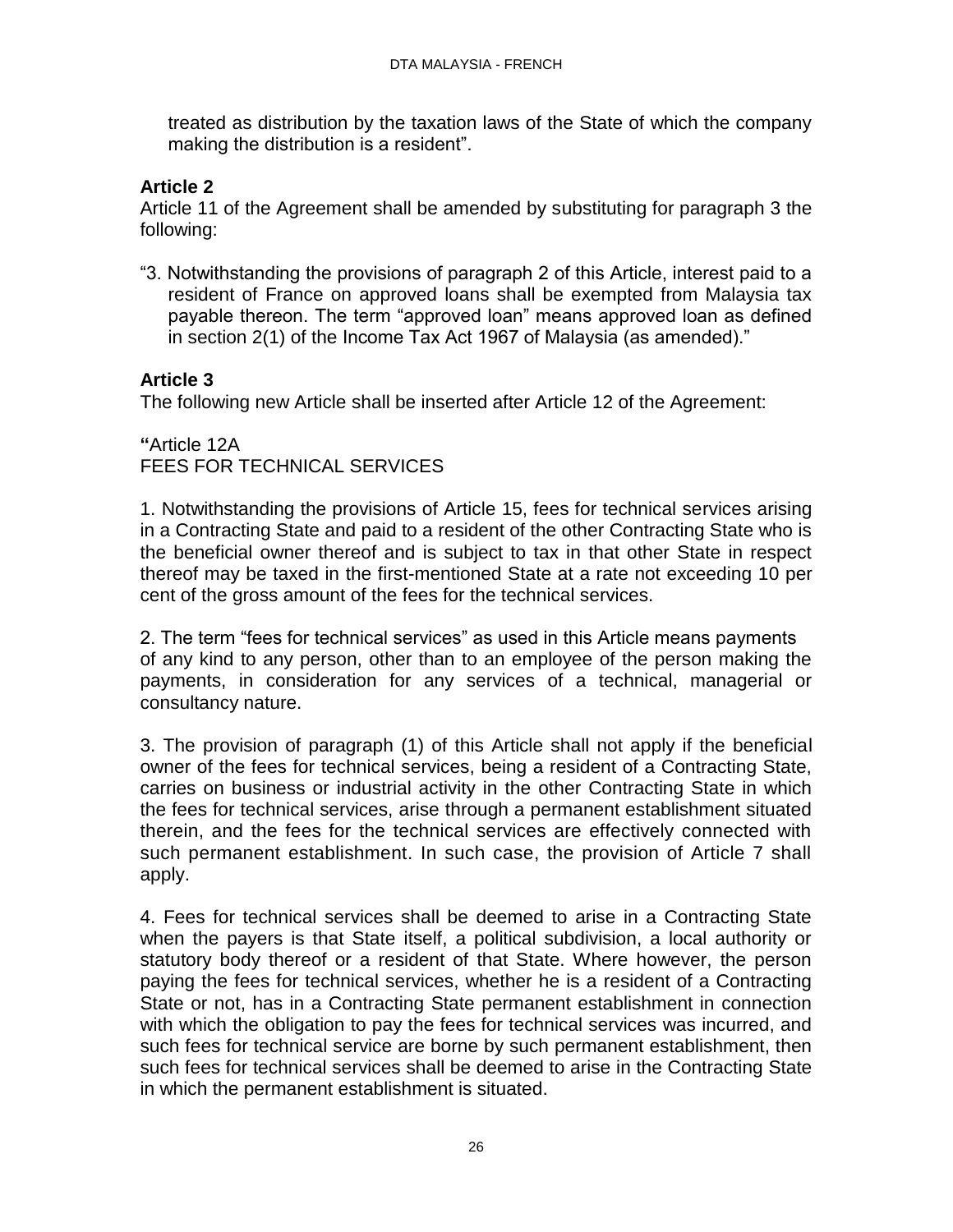treated as distribution by the taxation laws of the State of which the company making the distribution is a resident".

**Article 2**

Article 11 of the Agreement shall be amended by substituting for paragraph 3 the following:

"3. Notwithstanding the provisions of paragraph 2 of this Article, interest paid to a resident of France on approved loans shall be exempted from Malaysia tax payable thereon. The term "approved loan" means approved loan as defined in section 2(1) of the Income Tax Act 1967 of Malaysia (as amended)."

**Article 3**

The following new Article shall be inserted after Article 12 of the Agreement:

**"**Article 12A
FEES FOR TECHNICAL SERVICES

1. Notwithstanding the provisions of Article 15, fees for technical services arising in a Contracting State and paid to a resident of the other Contracting State who is the beneficial owner thereof and is subject to tax in that other State in respect thereof may be taxed in the first-mentioned State at a rate not exceeding 10 per cent of the gross amount of the fees for the technical services.

2. The term "fees for technical services" as used in this Article means payments of any kind to any person, other than to an employee of the person making the payments, in consideration for any services of a technical, managerial or consultancy nature.

3. The provision of paragraph (1) of this Article shall not apply if the beneficial owner of the fees for technical services, being a resident of a Contracting State, carries on business or industrial activity in the other Contracting State in which the fees for technical services, arise through a permanent establishment situated therein, and the fees for the technical services are effectively connected with such permanent establishment. In such case, the provision of Article 7 shall apply.

4. Fees for technical services shall be deemed to arise in a Contracting State when the payers is that State itself, a political subdivision, a local authority or statutory body thereof or a resident of that State. Where however, the person paying the fees for technical services, whether he is a resident of a Contracting State or not, has in a Contracting State permanent establishment in connection with which the obligation to pay the fees for technical services was incurred, and such fees for technical service are borne by such permanent establishment, then such fees for technical services shall be deemed to arise in the Contracting State in which the permanent establishment is situated.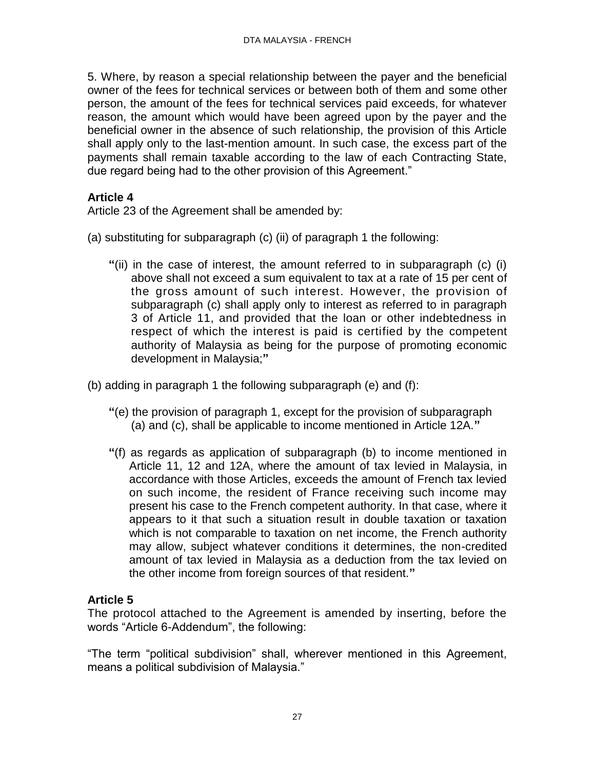5. Where, by reason a special relationship between the payer and the beneficial owner of the fees for technical services or between both of them and some other person, the amount of the fees for technical services paid exceeds, for whatever reason, the amount which would have been agreed upon by the payer and the beneficial owner in the absence of such relationship, the provision of this Article shall apply only to the last-mention amount. In such case, the excess part of the payments shall remain taxable according to the law of each Contracting State, due regard being had to the other provision of this Agreement."

**Article 4**

Article 23 of the Agreement shall be amended by:

(a) substituting for subparagraph (c) (ii) of paragraph 1 the following:

> **"**(ii) in the case of interest, the amount referred to in subparagraph (c) (i) above shall not exceed a sum equivalent to tax at a rate of 15 per cent of the gross amount of such interest. However, the provision of subparagraph (c) shall apply only to interest as referred to in paragraph 3 of Article 11, and provided that the loan or other indebtedness in respect of which the interest is paid is certified by the competent authority of Malaysia as being for the purpose of promoting economic development in Malaysia;**"**

(b) adding in paragraph 1 the following subparagraph (e) and (f):

> **"**(e) the provision of paragraph 1, except for the provision of subparagraph (a) and (c), shall be applicable to income mentioned in Article 12A.**"**
>
> **"**(f) as regards as application of subparagraph (b) to income mentioned in Article 11, 12 and 12A, where the amount of tax levied in Malaysia, in accordance with those Articles, exceeds the amount of French tax levied on such income, the resident of France receiving such income may present his case to the French competent authority. In that case, where it appears to it that such a situation result in double taxation or taxation which is not comparable to taxation on net income, the French authority may allow, subject whatever conditions it determines, the non-credited amount of tax levied in Malaysia as a deduction from the tax levied on the other income from foreign sources of that resident.**"**

**Article 5**

The protocol attached to the Agreement is amended by inserting, before the words "Article 6-Addendum", the following:

"The term "political subdivision" shall, wherever mentioned in this Agreement, means a political subdivision of Malaysia."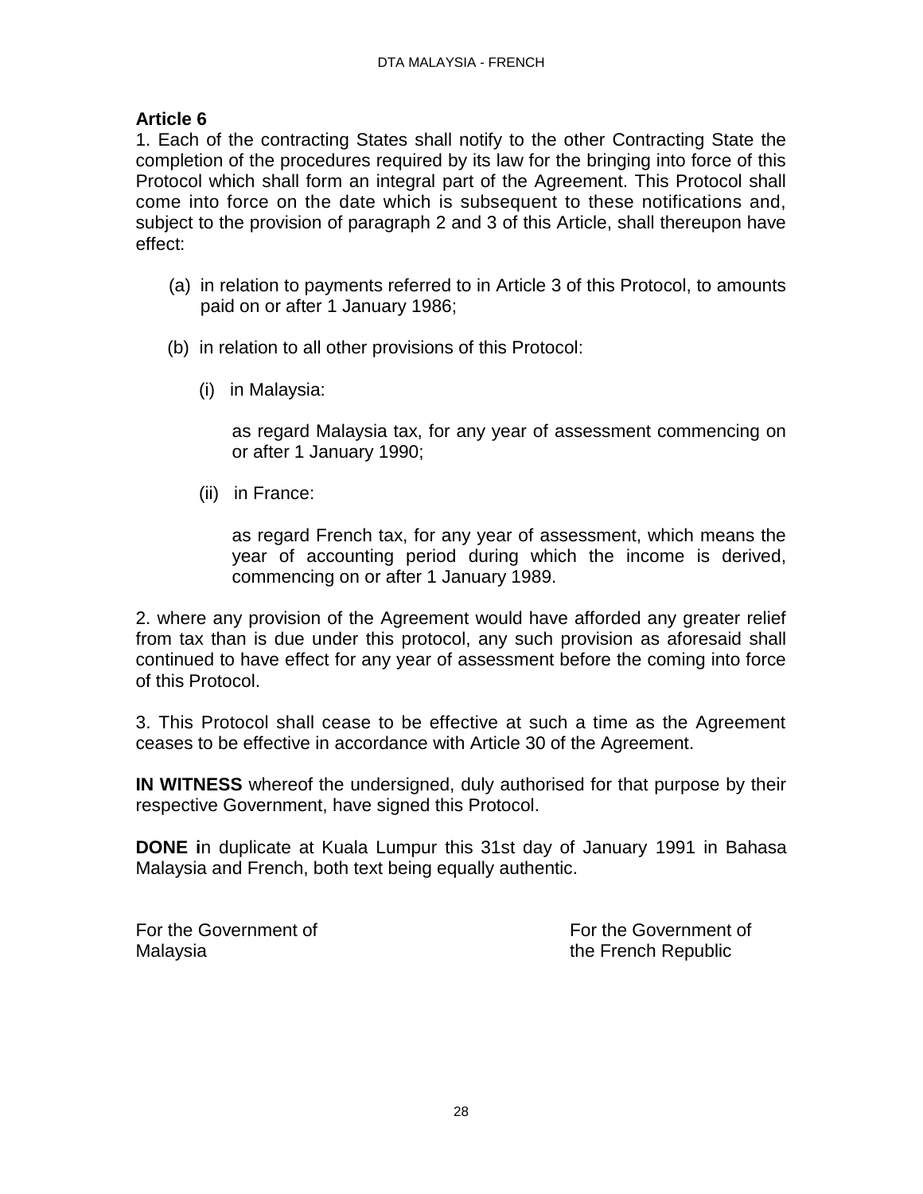**Article 6**

1. Each of the contracting States shall notify to the other Contracting State the completion of the procedures required by its law for the bringing into force of this Protocol which shall form an integral part of the Agreement. This Protocol shall come into force on the date which is subsequent to these notifications and, subject to the provision of paragraph 2 and 3 of this Article, shall thereupon have effect:

(a) in relation to payments referred to in Article 3 of this Protocol, to amounts paid on or after 1 January 1986;

(b) in relation to all other provisions of this Protocol:

(i) in Malaysia:

as regard Malaysia tax, for any year of assessment commencing on or after 1 January 1990;

(ii) in France:

as regard French tax, for any year of assessment, which means the year of accounting period during which the income is derived, commencing on or after 1 January 1989.

2. where any provision of the Agreement would have afforded any greater relief from tax than is due under this protocol, any such provision as aforesaid shall continued to have effect for any year of assessment before the coming into force of this Protocol.

3. This Protocol shall cease to be effective at such a time as the Agreement ceases to be effective in accordance with Article 30 of the Agreement.

**IN WITNESS** whereof the undersigned, duly authorised for that purpose by their respective Government, have signed this Protocol.

**DONE i**n duplicate at Kuala Lumpur this 31st day of January 1991 in Bahasa Malaysia and French, both text being equally authentic.

For the Government of Malaysia

For the Government of the French Republic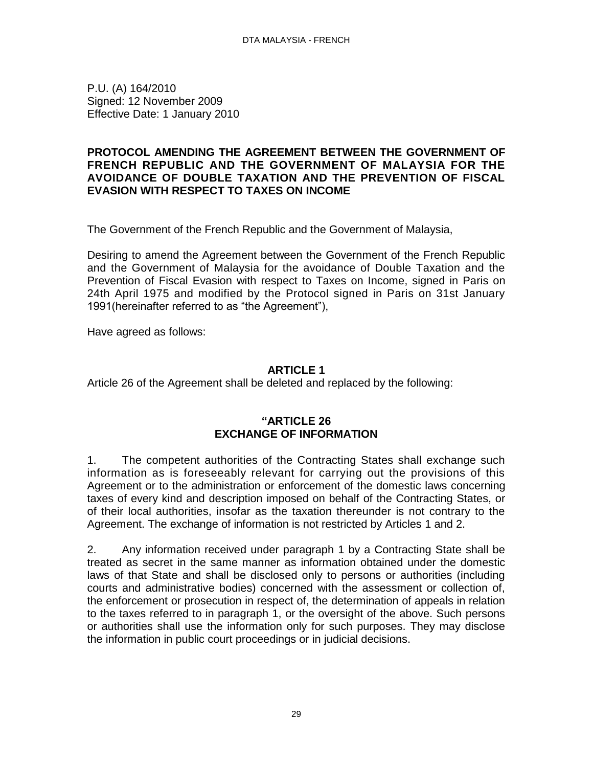P.U. (A) 164/2010
Signed: 12 November 2009
Effective Date: 1 January 2010

## PROTOCOL AMENDING THE AGREEMENT BETWEEN THE GOVERNMENT OF FRENCH REPUBLIC AND THE GOVERNMENT OF MALAYSIA FOR THE AVOIDANCE OF DOUBLE TAXATION AND THE PREVENTION OF FISCAL EVASION WITH RESPECT TO TAXES ON INCOME

The Government of the French Republic and the Government of Malaysia,

Desiring to amend the Agreement between the Government of the French Republic and the Government of Malaysia for the avoidance of Double Taxation and the Prevention of Fiscal Evasion with respect to Taxes on Income, signed in Paris on 24th April 1975 and modified by the Protocol signed in Paris on 31st January 1991(hereinafter referred to as "the Agreement"),

Have agreed as follows:

### ARTICLE 1

Article 26 of the Agreement shall be deleted and replaced by the following:

### "ARTICLE 26
### EXCHANGE OF INFORMATION

1. The competent authorities of the Contracting States shall exchange such information as is foreseeably relevant for carrying out the provisions of this Agreement or to the administration or enforcement of the domestic laws concerning taxes of every kind and description imposed on behalf of the Contracting States, or of their local authorities, insofar as the taxation thereunder is not contrary to the Agreement. The exchange of information is not restricted by Articles 1 and 2.

2. Any information received under paragraph 1 by a Contracting State shall be treated as secret in the same manner as information obtained under the domestic laws of that State and shall be disclosed only to persons or authorities (including courts and administrative bodies) concerned with the assessment or collection of, the enforcement or prosecution in respect of, the determination of appeals in relation to the taxes referred to in paragraph 1, or the oversight of the above. Such persons or authorities shall use the information only for such purposes. They may disclose the information in public court proceedings or in judicial decisions.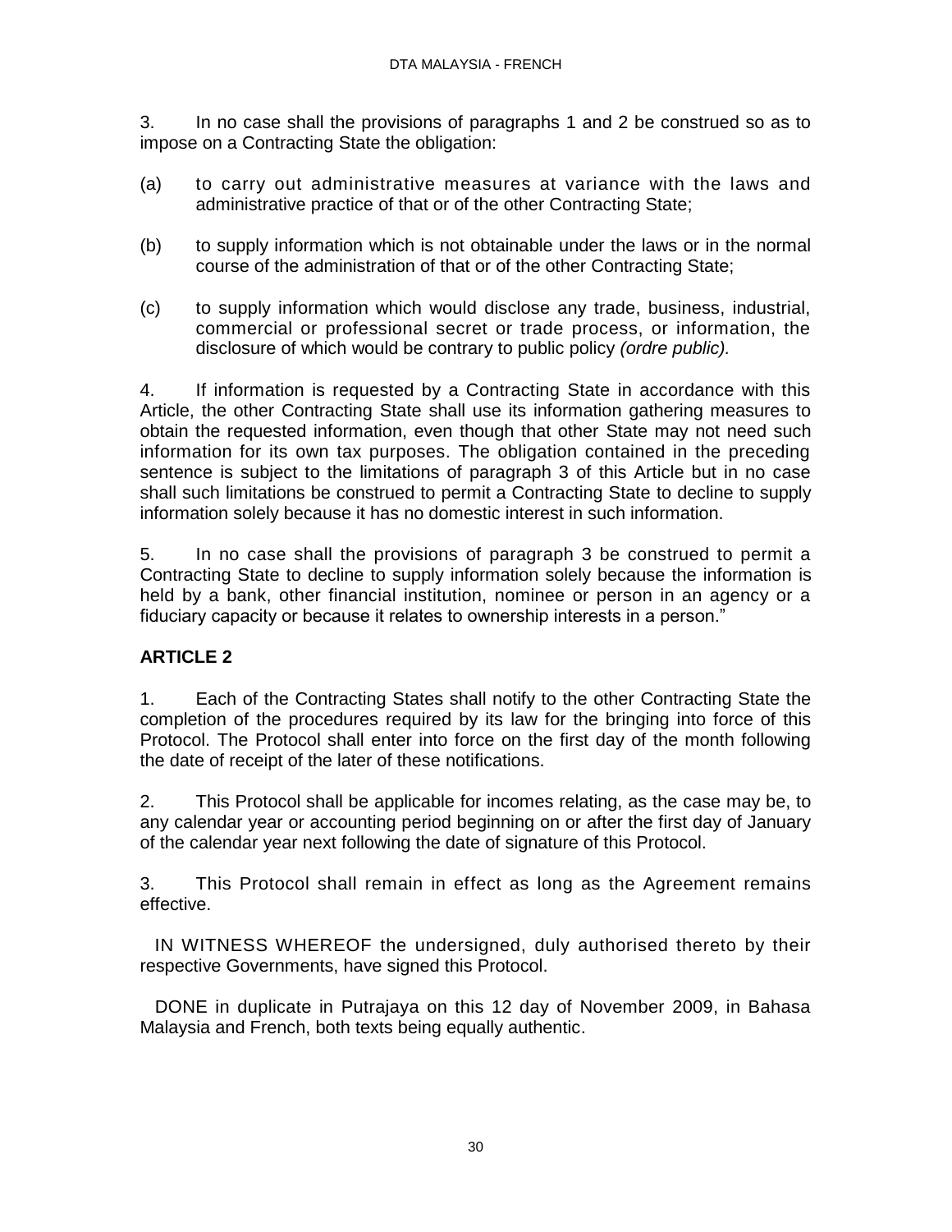3. In no case shall the provisions of paragraphs 1 and 2 be construed so as to impose on a Contracting State the obligation:

(a) to carry out administrative measures at variance with the laws and administrative practice of that or of the other Contracting State;

(b) to supply information which is not obtainable under the laws or in the normal course of the administration of that or of the other Contracting State;

(c) to supply information which would disclose any trade, business, industrial, commercial or professional secret or trade process, or information, the disclosure of which would be contrary to public policy *(ordre public).*

4. If information is requested by a Contracting State in accordance with this Article, the other Contracting State shall use its information gathering measures to obtain the requested information, even though that other State may not need such information for its own tax purposes. The obligation contained in the preceding sentence is subject to the limitations of paragraph 3 of this Article but in no case shall such limitations be construed to permit a Contracting State to decline to supply information solely because it has no domestic interest in such information.

5. In no case shall the provisions of paragraph 3 be construed to permit a Contracting State to decline to supply information solely because the information is held by a bank, other financial institution, nominee or person in an agency or a fiduciary capacity or because it relates to ownership interests in a person."

## ARTICLE 2

1. Each of the Contracting States shall notify to the other Contracting State the completion of the procedures required by its law for the bringing into force of this Protocol. The Protocol shall enter into force on the first day of the month following the date of receipt of the later of these notifications.

2. This Protocol shall be applicable for incomes relating, as the case may be, to any calendar year or accounting period beginning on or after the first day of January of the calendar year next following the date of signature of this Protocol.

3. This Protocol shall remain in effect as long as the Agreement remains effective.

IN WITNESS WHEREOF the undersigned, duly authorised thereto by their respective Governments, have signed this Protocol.

DONE in duplicate in Putrajaya on this 12 day of November 2009, in Bahasa Malaysia and French, both texts being equally authentic.